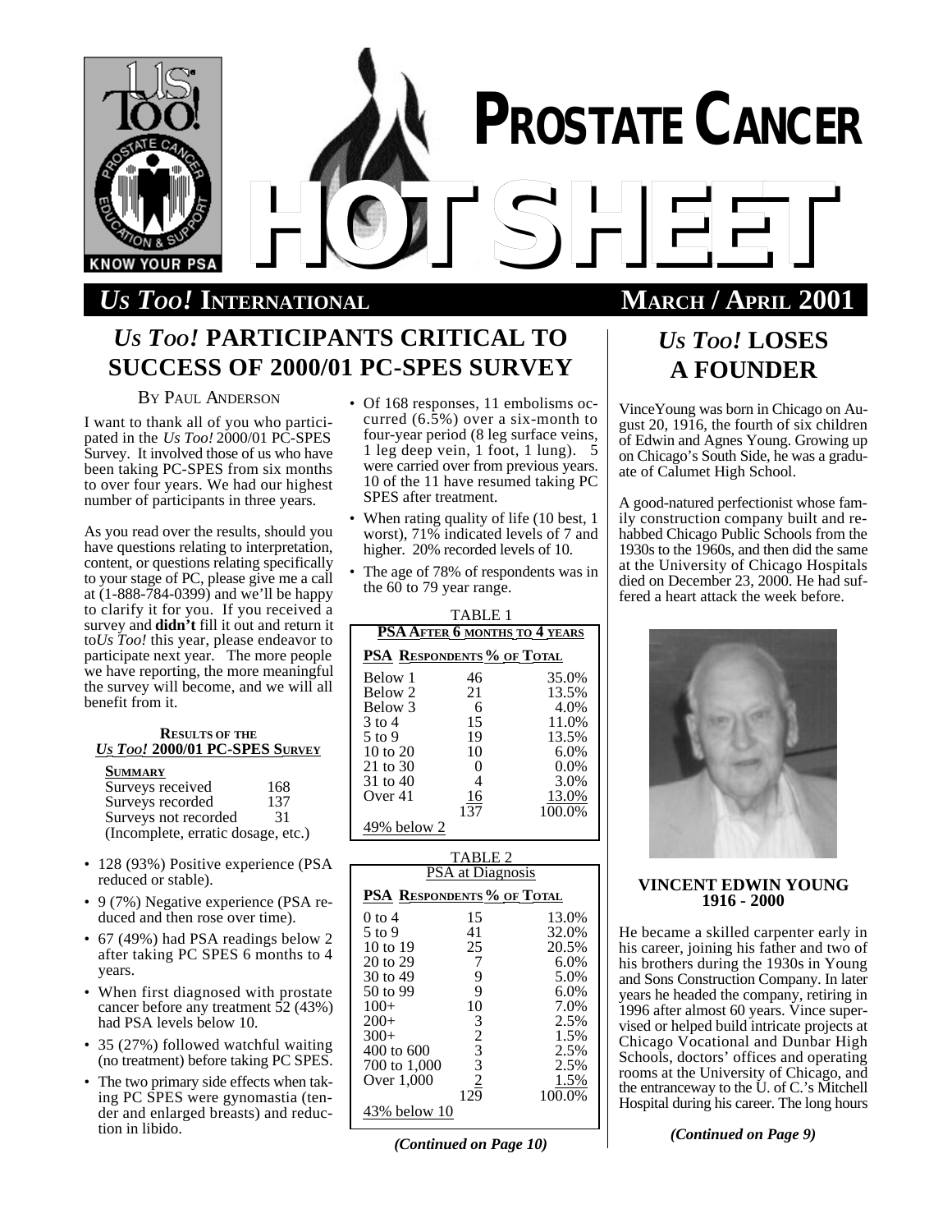# PROSTATE CANCER HOTSHEET

*US TOO!* INTERNATIONAL — MARCH / APRIL 2001

## *Us Too!* PARTICIPANTS CRITICAL TO SUCCESS OF 2000/01 PC-SPES SURVEY

BY PAUL ANDERSON

I want to thank all of you who participated in the *Us Too!* 2000/01 PC-SPES Survey. It involved those of us who have been taking PC-SPES from six months to over four years. We had our highest number of participants in three years.

As you read over the results, should you have questions relating to interpretation, content, or questions relating specifically to your stage of PC, please give me a call at (1-888-784-0399) and we'll be happy to clarify it for you. If you received a survey and **didn't** fill it out and return it to *Us Too!* this year, please endeavor to participate next year. The more people we have reporting, the more meaningful the survey will become, and we will all benefit from it.

**RESULTS OF THE *US TOO!* 2000/01 PC-SPES SURVEY**

**SUMMARY**

| | |
|---|---|
| Surveys received | 168 |
| Surveys recorded | 137 |
| Surveys not recorded | 31 |

(Incomplete, erratic dosage, etc.)

- 128 (93%) Positive experience (PSA reduced or stable).
- 9 (7%) Negative experience (PSA reduced and then rose over time).
- 67 (49%) had PSA readings below 2 after taking PC SPES 6 months to 4 years.
- When first diagnosed with prostate cancer before any treatment 52 (43%) had PSA levels below 10.
- 35 (27%) followed watchful waiting (no treatment) before taking PC SPES.
- The two primary side effects when taking PC SPES were gynomastia (tender and enlarged breasts) and reduction in libido.
- Of 168 responses, 11 embolisms occurred (6.5%) over a six-month to four-year period (8 leg surface veins, 1 leg deep vein, 1 foot, 1 lung). 5 were carried over from previous years. 10 of the 11 have resumed taking PC SPES after treatment.
- When rating quality of life (10 best, 1 worst), 71% indicated levels of 7 and higher. 20% recorded levels of 10.
- The age of 78% of respondents was in the 60 to 79 year range.

TABLE 1
**PSA AFTER 6 MONTHS TO 4 YEARS**

| PSA | RESPONDENTS | % OF TOTAL |
|---|---|---|
| Below 1 | 46 | 35.0% |
| Below 2 | 21 | 13.5% |
| Below 3 | 6 | 4.0% |
| 3 to 4 | 15 | 11.0% |
| 5 to 9 | 19 | 13.5% |
| 10 to 20 | 10 | 6.0% |
| 21 to 30 | 0 | 0.0% |
| 31 to 40 | 4 | 3.0% |
| Over 41 | 16 | 13.0% |
| | 137 | 100.0% |

49% below 2

TABLE 2
PSA at Diagnosis

| PSA | RESPONDENTS | % OF TOTAL |
|---|---|---|
| 0 to 4 | 15 | 13.0% |
| 5 to 9 | 41 | 32.0% |
| 10 to 19 | 25 | 20.5% |
| 20 to 29 | 7 | 6.0% |
| 30 to 49 | 9 | 5.0% |
| 50 to 99 | 9 | 6.0% |
| 100+ | 10 | 7.0% |
| 200+ | 3 | 2.5% |
| 300+ | 2 | 1.5% |
| 400 to 600 | 3 | 2.5% |
| 700 to 1,000 | 3 | 2.5% |
| Over 1,000 | 2 | 1.5% |
| | 129 | 100.0% |

43% below 10

*(Continued on Page 10)*

## *Us Too!* LOSES A FOUNDER

Vince Young was born in Chicago on August 20, 1916, the fourth of six children of Edwin and Agnes Young. Growing up on Chicago's South Side, he was a graduate of Calumet High School.

A good-natured perfectionist whose family construction company built and rehabbed Chicago Public Schools from the 1930s to the 1960s, and then did the same at the University of Chicago Hospitals died on December 23, 2000. He had suffered a heart attack the week before.

**VINCENT EDWIN YOUNG**
**1916 - 2000**

He became a skilled carpenter early in his career, joining his father and two of his brothers during the 1930s in Young and Sons Construction Company. In later years he headed the company, retiring in 1996 after almost 60 years. Vince supervised or helped build intricate projects at Chicago Vocational and Dunbar High Schools, doctors' offices and operating rooms at the University of Chicago, and the entranceway to the U. of C.'s Mitchell Hospital during his career. The long hours

*(Continued on Page 9)*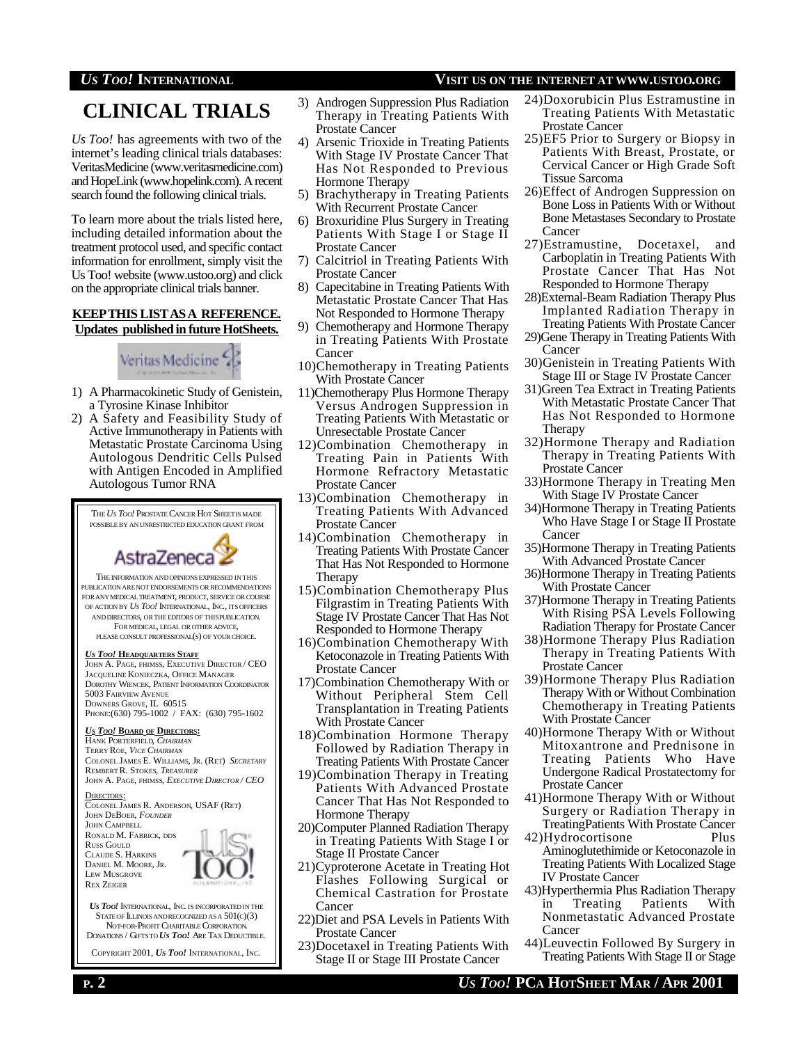# CLINICAL TRIALS

*Us Too!* has agreements with two of the internet's leading clinical trials databases: VeritasMedicine (www.veritasmedicine.com) and HopeLink (www.hopelink.com). A recent search found the following clinical trials.

To learn more about the trials listed here, including detailed information about the treatment protocol used, and specific contact information for enrollment, simply visit the Us Too! website (www.ustoo.org) and click on the appropriate clinical trials banner.

**KEEP THIS LIST AS A REFERENCE. Updates published in future HotSheets.**

Veritas Medicine

1) A Pharmacokinetic Study of Genistein, a Tyrosine Kinase Inhibitor
2) A Safety and Feasibility Study of Active Immunotherapy in Patients with Metastatic Prostate Carcinoma Using Autologous Dendritic Cells Pulsed with Antigen Encoded in Amplified Autologous Tumor RNA
3) Androgen Suppression Plus Radiation Therapy in Treating Patients With Prostate Cancer
4) Arsenic Trioxide in Treating Patients With Stage IV Prostate Cancer That Has Not Responded to Previous Hormone Therapy
5) Brachytherapy in Treating Patients With Recurrent Prostate Cancer
6) Broxuridine Plus Surgery in Treating Patients With Stage I or Stage II Prostate Cancer
7) Calcitriol in Treating Patients With Prostate Cancer
8) Capecitabine in Treating Patients With Metastatic Prostate Cancer That Has Not Responded to Hormone Therapy
9) Chemotherapy and Hormone Therapy in Treating Patients With Prostate Cancer
10) Chemotherapy in Treating Patients With Prostate Cancer
11) Chemotherapy Plus Hormone Therapy Versus Androgen Suppression in Treating Patients With Metastatic or Unresectable Prostate Cancer
12) Combination Chemotherapy in Treating Pain in Patients With Hormone Refractory Metastatic Prostate Cancer
13) Combination Chemotherapy in Treating Patients With Advanced Prostate Cancer
14) Combination Chemotherapy in Treating Patients With Prostate Cancer That Has Not Responded to Hormone Therapy
15) Combination Chemotherapy Plus Filgrastim in Treating Patients With Stage IV Prostate Cancer That Has Not Responded to Hormone Therapy
16) Combination Chemotherapy With Ketoconazole in Treating Patients With Prostate Cancer
17) Combination Chemotherapy With or Without Peripheral Stem Cell Transplantation in Treating Patients With Prostate Cancer
18) Combination Hormone Therapy Followed by Radiation Therapy in Treating Patients With Prostate Cancer
19) Combination Therapy in Treating Patients With Advanced Prostate Cancer That Has Not Responded to Hormone Therapy
20) Computer Planned Radiation Therapy in Treating Patients With Stage I or Stage II Prostate Cancer
21) Cyproterone Acetate in Treating Hot Flashes Following Surgical or Chemical Castration for Prostate Cancer
22) Diet and PSA Levels in Patients With Prostate Cancer
23) Docetaxel in Treating Patients With Stage II or Stage III Prostate Cancer
24) Doxorubicin Plus Estramustine in Treating Patients With Metastatic Prostate Cancer
25) EF5 Prior to Surgery or Biopsy in Patients With Breast, Prostate, or Cervical Cancer or High Grade Soft Tissue Sarcoma
26) Effect of Androgen Suppression on Bone Loss in Patients With or Without Bone Metastases Secondary to Prostate Cancer
27) Estramustine, Docetaxel, and Carboplatin in Treating Patients With Prostate Cancer That Has Not Responded to Hormone Therapy
28) External-Beam Radiation Therapy Plus Implanted Radiation Therapy in Treating Patients With Prostate Cancer
29) Gene Therapy in Treating Patients With Cancer
30) Genistein in Treating Patients With Stage III or Stage IV Prostate Cancer
31) Green Tea Extract in Treating Patients With Metastatic Prostate Cancer That Has Not Responded to Hormone Therapy
32) Hormone Therapy and Radiation Therapy in Treating Patients With Prostate Cancer
33) Hormone Therapy in Treating Men With Stage IV Prostate Cancer
34) Hormone Therapy in Treating Patients Who Have Stage I or Stage II Prostate Cancer
35) Hormone Therapy in Treating Patients With Advanced Prostate Cancer
36) Hormone Therapy in Treating Patients With Prostate Cancer
37) Hormone Therapy in Treating Patients With Rising PSA Levels Following Radiation Therapy for Prostate Cancer
38) Hormone Therapy Plus Radiation Therapy in Treating Patients With Prostate Cancer
39) Hormone Therapy Plus Radiation Therapy With or Without Combination Chemotherapy in Treating Patients With Prostate Cancer
40) Hormone Therapy With or Without Mitoxantrone and Prednisone in Treating Patients Who Have Undergone Radical Prostatectomy for Prostate Cancer
41) Hormone Therapy With or Without Surgery or Radiation Therapy in Treating Patients With Prostate Cancer
42) Hydrocortisone Plus Aminoglutethimide or Ketoconazole in Treating Patients With Localized Stage IV Prostate Cancer
43) Hyperthermia Plus Radiation Therapy in Treating Patients With Nonmetastatic Advanced Prostate Cancer
44) Leuvectin Followed By Surgery in Treating Patients With Stage II or Stage

---

THE *US TOO!* PROSTATE CANCER HOT SHEET IS MADE POSSIBLE BY AN UNRESTRICTED EDUCATION GRANT FROM

AstraZeneca

THE INFORMATION AND OPINIONS EXPRESSED IN THIS PUBLICATION ARE NOT ENDORSEMENTS OR RECOMMENDATIONS FOR ANY MEDICAL TREATMENT, PRODUCT, SERVICE OR COURSE OF ACTION BY *US TOO!* INTERNATIONAL, INC., ITS OFFICERS AND DIRECTORS, OR THE EDITORS OF THIS PUBLICATION. FOR MEDICAL, LEGAL OR OTHER ADVICE, PLEASE CONSULT PROFESSIONAL(S) OF YOUR CHOICE.

***US TOO!* HEADQUARTERS STAFF**

JOHN A. PAGE, FHIMSS, EXECUTIVE DIRECTOR / CEO
JACQUELINE KONIECZKA, OFFICE MANAGER
DOROTHY WIENCEK, PATIENT INFORMATION COORDINATOR
5003 FAIRVIEW AVENUE
DOWNERS GROVE, IL 60515
PHONE:(630) 795-1002 / FAX: (630) 795-1602

***US TOO!* BOARD OF DIRECTORS:**

HANK PORTERFIELD, *CHAIRMAN*
TERRY ROE, *VICE CHAIRMAN*
COLONEL JAMES E. WILLIAMS, JR. (RET) *SECRETARY*
REMBERT R. STOKES, *TREASURER*
JOHN A. PAGE, FHIMSS, *EXECUTIVE DIRECTOR / CEO*

DIRECTORS:

COLONEL JAMES R. ANDERSON, USAF (RET)
JOHN DEBOER, *FOUNDER*
JOHN CAMPBELL
RONALD M. FABRICK, DDS
RUSS GOULD
CLAUDE S. HARKINS
DANIEL M. MOORE, JR.
LEW MUSGROVE
REX ZEIGER

*US TOO!* INTERNATIONAL, INC. IS INCORPORATED IN THE STATE OF ILLINOIS AND RECOGNIZED AS A 501(C)(3) NOT-FOR-PROFIT CHARITABLE CORPORATION. DONATIONS / GIFTS TO *US TOO!* ARE TAX DEDUCTIBLE.

COPYRIGHT 2001, *US TOO!* INTERNATIONAL, INC.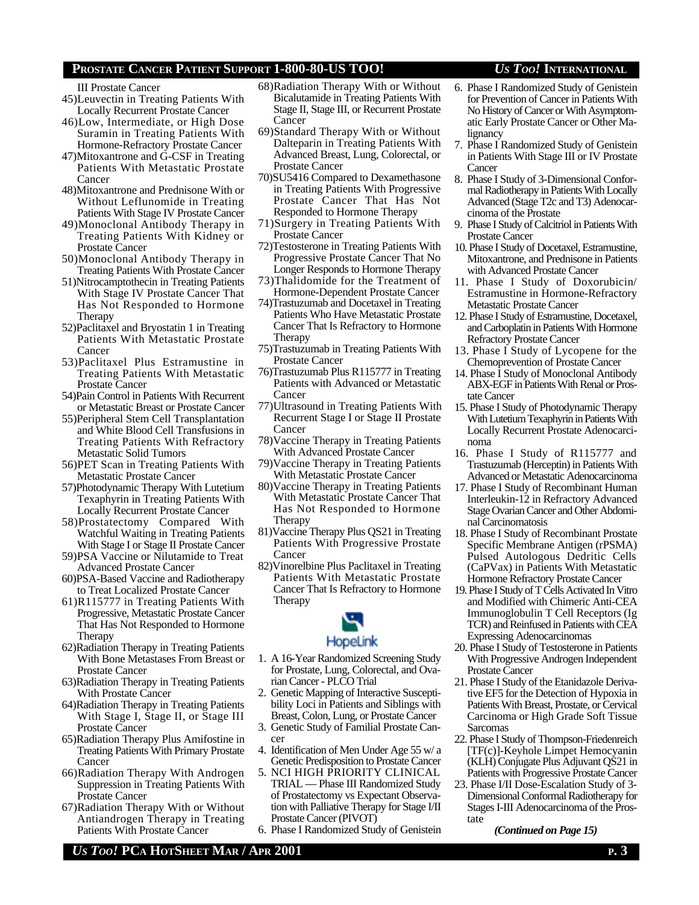III Prostate Cancer

45) Leuvectin in Treating Patients With Locally Recurrent Prostate Cancer
46) Low, Intermediate, or High Dose Suramin in Treating Patients With Hormone-Refractory Prostate Cancer
47) Mitoxantrone and G-CSF in Treating Patients With Metastatic Prostate Cancer
48) Mitoxantrone and Prednisone With or Without Leflunomide in Treating Patients With Stage IV Prostate Cancer
49) Monoclonal Antibody Therapy in Treating Patients With Kidney or Prostate Cancer
50) Monoclonal Antibody Therapy in Treating Patients With Prostate Cancer
51) Nitrocamptothecin in Treating Patients With Stage IV Prostate Cancer That Has Not Responded to Hormone Therapy
52) Paclitaxel and Bryostatin 1 in Treating Patients With Metastatic Prostate Cancer
53) Paclitaxel Plus Estramustine in Treating Patients With Metastatic Prostate Cancer
54) Pain Control in Patients With Recurrent or Metastatic Breast or Prostate Cancer
55) Peripheral Stem Cell Transplantation and White Blood Cell Transfusions in Treating Patients With Refractory Metastatic Solid Tumors
56) PET Scan in Treating Patients With Metastatic Prostate Cancer
57) Photodynamic Therapy With Lutetium Texaphyrin in Treating Patients With Locally Recurrent Prostate Cancer
58) Prostatectomy Compared With Watchful Waiting in Treating Patients With Stage I or Stage II Prostate Cancer
59) PSA Vaccine or Nilutamide to Treat Advanced Prostate Cancer
60) PSA-Based Vaccine and Radiotherapy to Treat Localized Prostate Cancer
61) R115777 in Treating Patients With Progressive, Metastatic Prostate Cancer That Has Not Responded to Hormone Therapy
62) Radiation Therapy in Treating Patients With Bone Metastases From Breast or Prostate Cancer
63) Radiation Therapy in Treating Patients With Prostate Cancer
64) Radiation Therapy in Treating Patients With Stage I, Stage II, or Stage III Prostate Cancer
65) Radiation Therapy Plus Amifostine in Treating Patients With Primary Prostate Cancer
66) Radiation Therapy With Androgen Suppression in Treating Patients With Prostate Cancer
67) Radiation Therapy With or Without Antiandrogen Therapy in Treating Patients With Prostate Cancer
68) Radiation Therapy With or Without Bicalutamide in Treating Patients With Stage II, Stage III, or Recurrent Prostate Cancer
69) Standard Therapy With or Without Dalteparin in Treating Patients With Advanced Breast, Lung, Colorectal, or Prostate Cancer
70) SU5416 Compared to Dexamethasone in Treating Patients With Progressive Prostate Cancer That Has Not Responded to Hormone Therapy
71) Surgery in Treating Patients With Prostate Cancer
72) Testosterone in Treating Patients With Progressive Prostate Cancer That No Longer Responds to Hormone Therapy
73) Thalidomide for the Treatment of Hormone-Dependent Prostate Cancer
74) Trastuzumab and Docetaxel in Treating Patients Who Have Metastatic Prostate Cancer That Is Refractory to Hormone Therapy
75) Trastuzumab in Treating Patients With Prostate Cancer
76) Trastuzumab Plus R115777 in Treating Patients with Advanced or Metastatic Cancer
77) Ultrasound in Treating Patients With Recurrent Stage I or Stage II Prostate Cancer
78) Vaccine Therapy in Treating Patients With Advanced Prostate Cancer
79) Vaccine Therapy in Treating Patients With Metastatic Prostate Cancer
80) Vaccine Therapy in Treating Patients With Metastatic Prostate Cancer That Has Not Responded to Hormone Therapy
81) Vaccine Therapy Plus QS21 in Treating Patients With Progressive Prostate Cancer
82) Vinorelbine Plus Paclitaxel in Treating Patients With Metastatic Prostate Cancer That Is Refractory to Hormone Therapy

## HopeLink

1. A 16-Year Randomized Screening Study for Prostate, Lung, Colorectal, and Ovarian Cancer - PLCO Trial
2. Genetic Mapping of Interactive Susceptibility Loci in Patients and Siblings with Breast, Colon, Lung, or Prostate Cancer
3. Genetic Study of Familial Prostate Cancer
4. Identification of Men Under Age 55 w/ a Genetic Predisposition to Prostate Cancer
5. NCI HIGH PRIORITY CLINICAL TRIAL — Phase III Randomized Study of Prostatectomy vs Expectant Observation with Palliative Therapy for Stage I/II Prostate Cancer (PIVOT)
6. Phase I Randomized Study of Genistein for Prevention of Cancer in Patients With No History of Cancer or With Asymptomatic Early Prostate Cancer or Other Malignancy
7. Phase I Randomized Study of Genistein in Patients With Stage III or IV Prostate Cancer
8. Phase I Study of 3-Dimensional Conformal Radiotherapy in Patients With Locally Advanced (Stage T2c and T3) Adenocarcinoma of the Prostate
9. Phase I Study of Calcitriol in Patients With Prostate Cancer
10. Phase I Study of Docetaxel, Estramustine, Mitoxantrone, and Prednisone in Patients with Advanced Prostate Cancer
11. Phase I Study of Doxorubicin/Estramustine in Hormone-Refractory Metastatic Prostate Cancer
12. Phase I Study of Estramustine, Docetaxel, and Carboplatin in Patients With Hormone Refractory Prostate Cancer
13. Phase I Study of Lycopene for the Chemoprevention of Prostate Cancer
14. Phase I Study of Monoclonal Antibody ABX-EGF in Patients With Renal or Prostate Cancer
15. Phase I Study of Photodynamic Therapy With Lutetium Texaphyrin in Patients With Locally Recurrent Prostate Adenocarcinoma
16. Phase I Study of R115777 and Trastuzumab (Herceptin) in Patients With Advanced or Metastatic Adenocarcinoma
17. Phase I Study of Recombinant Human Interleukin-12 in Refractory Advanced Stage Ovarian Cancer and Other Abdominal Carcinomatosis
18. Phase I Study of Recombinant Prostate Specific Membrane Antigen (rPSMA) Pulsed Autologous Dedritic Cells (CaPVax) in Patients With Metastatic Hormone Refractory Prostate Cancer
19. Phase I Study of T Cells Activated In Vitro and Modified with Chimeric Anti-CEA Immunoglobulin T Cell Receptors (Ig TCR) and Reinfused in Patients with CEA Expressing Adenocarcinomas
20. Phase I Study of Testosterone in Patients With Progressive Androgen Independent Prostate Cancer
21. Phase I Study of the Etanidazole Derivative EF5 for the Detection of Hypoxia in Patients With Breast, Prostate, or Cervical Carcinoma or High Grade Soft Tissue Sarcomas
22. Phase I Study of Thompson-Friedenreich [TF(c)]-Keyhole Limpet Hemocyanin (KLH) Conjugate Plus Adjuvant QS21 in Patients with Progressive Prostate Cancer
23. Phase I/II Dose-Escalation Study of 3-Dimensional Conformal Radiotherapy for Stages I-III Adenocarcinoma of the Prostate

*(Continued on Page 15)*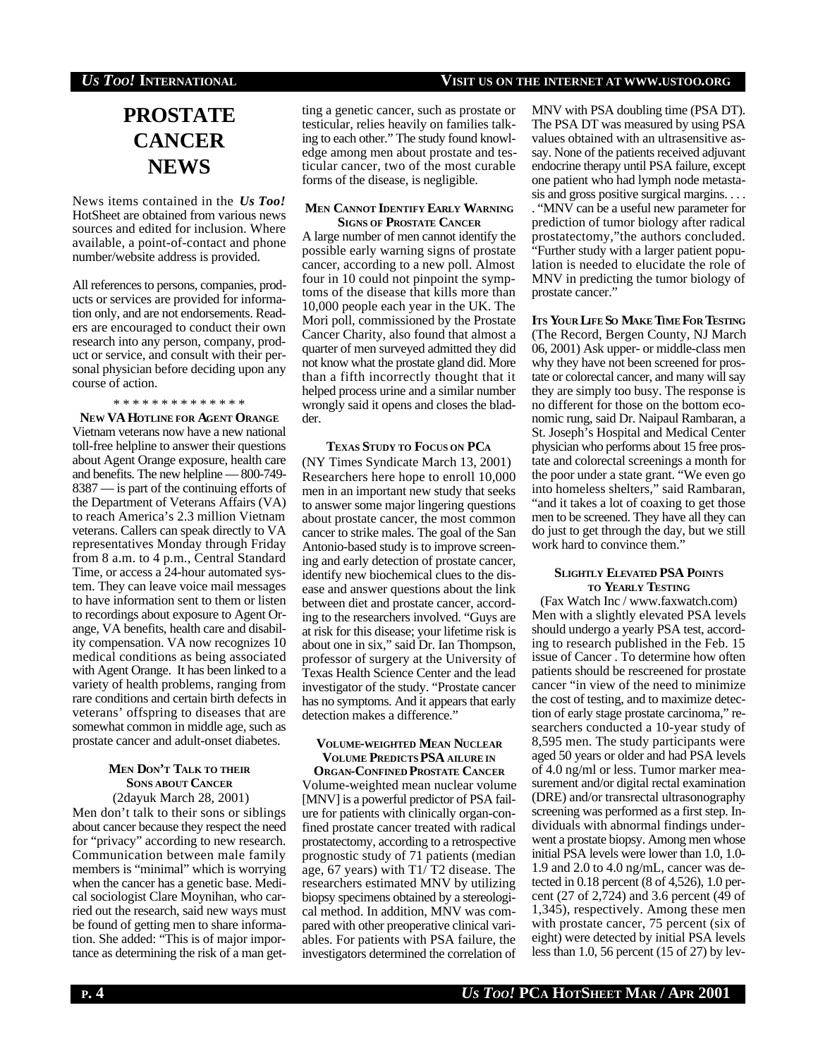# PROSTATE CANCER NEWS

News items contained in the ***Us Too!*** HotSheet are obtained from various news sources and edited for inclusion. Where available, a point-of-contact and phone number/website address is provided.

All references to persons, companies, products or services are provided for information only, and are not endorsements. Readers are encouraged to conduct their own research into any person, company, product or service, and consult with their personal physician before deciding upon any course of action.

\* \* \* \* \* \* \* \* \* \* \* \* \* \*

### NEW VA HOTLINE FOR AGENT ORANGE

Vietnam veterans now have a new national toll-free helpline to answer their questions about Agent Orange exposure, health care and benefits. The new helpline — 800-749-8387 — is part of the continuing efforts of the Department of Veterans Affairs (VA) to reach America's 2.3 million Vietnam veterans. Callers can speak directly to VA representatives Monday through Friday from 8 a.m. to 4 p.m., Central Standard Time, or access a 24-hour automated system. They can leave voice mail messages to have information sent to them or listen to recordings about exposure to Agent Orange, VA benefits, health care and disability compensation. VA now recognizes 10 medical conditions as being associated with Agent Orange. It has been linked to a variety of health problems, ranging from rare conditions and certain birth defects in veterans' offspring to diseases that are somewhat common in middle age, such as prostate cancer and adult-onset diabetes.

### MEN DON'T TALK TO THEIR SONS ABOUT CANCER

(2dayuk March 28, 2001)

Men don't talk to their sons or siblings about cancer because they respect the need for "privacy" according to new research. Communication between male family members is "minimal" which is worrying when the cancer has a genetic base. Medical sociologist Clare Moynihan, who carried out the research, said new ways must be found of getting men to share information. She added: "This is of major importance as determining the risk of a man getting a genetic cancer, such as prostate or testicular, relies heavily on families talking to each other." The study found knowledge among men about prostate and testicular cancer, two of the most curable forms of the disease, is negligible.

### MEN CANNOT IDENTIFY EARLY WARNING SIGNS OF PROSTATE CANCER

A large number of men cannot identify the possible early warning signs of prostate cancer, according to a new poll. Almost four in 10 could not pinpoint the symptoms of the disease that kills more than 10,000 people each year in the UK. The Mori poll, commissioned by the Prostate Cancer Charity, also found that almost a quarter of men surveyed admitted they did not know what the prostate gland did. More than a fifth incorrectly thought that it helped process urine and a similar number wrongly said it opens and closes the bladder.

### TEXAS STUDY TO FOCUS ON PCA

(NY Times Syndicate March 13, 2001) Researchers here hope to enroll 10,000 men in an important new study that seeks to answer some major lingering questions about prostate cancer, the most common cancer to strike males. The goal of the San Antonio-based study is to improve screening and early detection of prostate cancer, identify new biochemical clues to the disease and answer questions about the link between diet and prostate cancer, according to the researchers involved. "Guys are at risk for this disease; your lifetime risk is about one in six," said Dr. Ian Thompson, professor of surgery at the University of Texas Health Science Center and the lead investigator of the study. "Prostate cancer has no symptoms. And it appears that early detection makes a difference."

### VOLUME-WEIGHTED MEAN NUCLEAR VOLUME PREDICTS PSA AILURE IN ORGAN-CONFINED PROSTATE CANCER

Volume-weighted mean nuclear volume [MNV] is a powerful predictor of PSA failure for patients with clinically organ-confined prostate cancer treated with radical prostatectomy, according to a retrospective prognostic study of 71 patients (median age, 67 years) with T1/ T2 disease. The researchers estimated MNV by utilizing biopsy specimens obtained by a stereological method. In addition, MNV was compared with other preoperative clinical variables. For patients with PSA failure, the investigators determined the correlation of MNV with PSA doubling time (PSA DT). The PSA DT was measured by using PSA values obtained with an ultrasensitive assay. None of the patients received adjuvant endocrine therapy until PSA failure, except one patient who had lymph node metastasis and gross positive surgical margins. . . . . "MNV can be a useful new parameter for prediction of tumor biology after radical prostatectomy,"the authors concluded. "Further study with a larger patient population is needed to elucidate the role of MNV in predicting the tumor biology of prostate cancer."

### ITS YOUR LIFE SO MAKE TIME FOR TESTING

(The Record, Bergen County, NJ March 06, 2001) Ask upper- or middle-class men why they have not been screened for prostate or colorectal cancer, and many will say they are simply too busy. The response is no different for those on the bottom economic rung, said Dr. Naipaul Rambaran, a St. Joseph's Hospital and Medical Center physician who performs about 15 free prostate and colorectal screenings a month for the poor under a state grant. "We even go into homeless shelters," said Rambaran, "and it takes a lot of coaxing to get those men to be screened. They have all they can do just to get through the day, but we still work hard to convince them."

### SLIGHTLY ELEVATED PSA POINTS TO YEARLY TESTING

(Fax Watch Inc / www.faxwatch.com)

Men with a slightly elevated PSA levels should undergo a yearly PSA test, according to research published in the Feb. 15 issue of Cancer . To determine how often patients should be rescreened for prostate cancer "in view of the need to minimize the cost of testing, and to maximize detection of early stage prostate carcinoma," researchers conducted a 10-year study of 8,595 men. The study participants were aged 50 years or older and had PSA levels of 4.0 ng/ml or less. Tumor marker measurement and/or digital rectal examination (DRE) and/or transrectal ultrasonography screening was performed as a first step. Individuals with abnormal findings underwent a prostate biopsy. Among men whose initial PSA levels were lower than 1.0, 1.0-1.9 and 2.0 to 4.0 ng/mL, cancer was detected in 0.18 percent (8 of 4,526), 1.0 percent (27 of 2,724) and 3.6 percent (49 of 1,345), respectively. Among these men with prostate cancer, 75 percent (six of eight) were detected by initial PSA levels less than 1.0, 56 percent (15 of 27) by lev-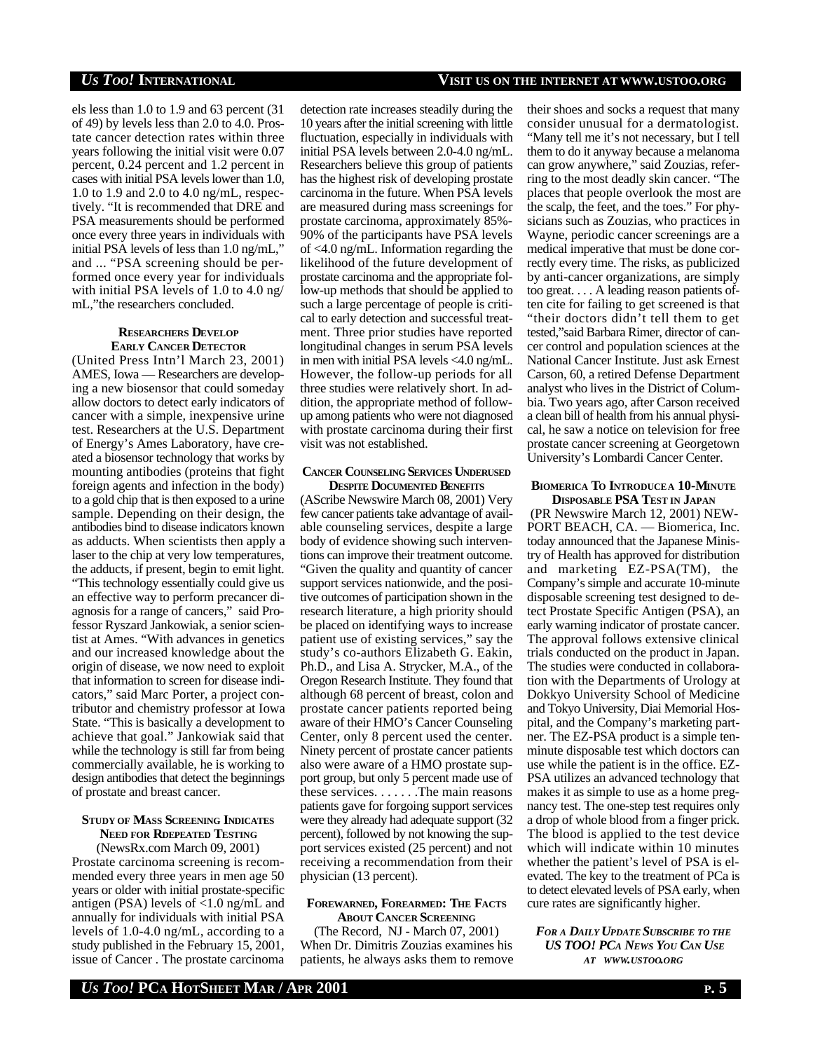els less than 1.0 to 1.9 and 63 percent (31 of 49) by levels less than 2.0 to 4.0. Prostate cancer detection rates within three years following the initial visit were 0.07 percent, 0.24 percent and 1.2 percent in cases with initial PSA levels lower than 1.0, 1.0 to 1.9 and 2.0 to 4.0 ng/mL, respectively. "It is recommended that DRE and PSA measurements should be performed once every three years in individuals with initial PSA levels of less than 1.0 ng/mL," and ... "PSA screening should be performed once every year for individuals with initial PSA levels of 1.0 to 4.0 ng/mL,"the researchers concluded.

### Researchers Develop Early Cancer Detector

(United Press Intn'l March 23, 2001) AMES, Iowa — Researchers are developing a new biosensor that could someday allow doctors to detect early indicators of cancer with a simple, inexpensive urine test. Researchers at the U.S. Department of Energy's Ames Laboratory, have created a biosensor technology that works by mounting antibodies (proteins that fight foreign agents and infection in the body) to a gold chip that is then exposed to a urine sample. Depending on their design, the antibodies bind to disease indicators known as adducts. When scientists then apply a laser to the chip at very low temperatures, the adducts, if present, begin to emit light. "This technology essentially could give us an effective way to perform precancer diagnosis for a range of cancers," said Professor Ryszard Jankowiak, a senior scientist at Ames. "With advances in genetics and our increased knowledge about the origin of disease, we now need to exploit that information to screen for disease indicators," said Marc Porter, a project contributor and chemistry professor at Iowa State. "This is basically a development to achieve that goal." Jankowiak said that while the technology is still far from being commercially available, he is working to design antibodies that detect the beginnings of prostate and breast cancer.

### Study of Mass Screening Indicates Need for Rdepeated Testing

(NewsRx.com March 09, 2001) Prostate carcinoma screening is recommended every three years in men age 50 years or older with initial prostate-specific antigen (PSA) levels of <1.0 ng/mL and annually for individuals with initial PSA levels of 1.0-4.0 ng/mL, according to a study published in the February 15, 2001, issue of Cancer . The prostate carcinoma detection rate increases steadily during the 10 years after the initial screening with little fluctuation, especially in individuals with initial PSA levels between 2.0-4.0 ng/mL. Researchers believe this group of patients has the highest risk of developing prostate carcinoma in the future. When PSA levels are measured during mass screenings for prostate carcinoma, approximately 85%-90% of the participants have PSA levels of <4.0 ng/mL. Information regarding the likelihood of the future development of prostate carcinoma and the appropriate follow-up methods that should be applied to such a large percentage of people is critical to early detection and successful treatment. Three prior studies have reported longitudinal changes in serum PSA levels in men with initial PSA levels <4.0 ng/mL. However, the follow-up periods for all three studies were relatively short. In addition, the appropriate method of follow-up among patients who were not diagnosed with prostate carcinoma during their first visit was not established.

### Cancer Counseling Services Underused Despite Documented Benefits

(AScribe Newswire March 08, 2001) Very few cancer patients take advantage of available counseling services, despite a large body of evidence showing such interventions can improve their treatment outcome. "Given the quality and quantity of cancer support services nationwide, and the positive outcomes of participation shown in the research literature, a high priority should be placed on identifying ways to increase patient use of existing services," say the study's co-authors Elizabeth G. Eakin, Ph.D., and Lisa A. Strycker, M.A., of the Oregon Research Institute. They found that although 68 percent of breast, colon and prostate cancer patients reported being aware of their HMO's Cancer Counseling Center, only 8 percent used the center. Ninety percent of prostate cancer patients also were aware of a HMO prostate support group, but only 5 percent made use of these services. . . . . . .The main reasons patients gave for forgoing support services were they already had adequate support (32 percent), followed by not knowing the support services existed (25 percent) and not receiving a recommendation from their physician (13 percent).

### Forewarned, Forearmed: The Facts About Cancer Screening

(The Record, NJ - March 07, 2001) When Dr. Dimitris Zouzias examines his patients, he always asks them to remove their shoes and socks a request that many consider unusual for a dermatologist. "Many tell me it's not necessary, but I tell them to do it anyway because a melanoma can grow anywhere," said Zouzias, referring to the most deadly skin cancer. "The places that people overlook the most are the scalp, the feet, and the toes." For physicians such as Zouzias, who practices in Wayne, periodic cancer screenings are a medical imperative that must be done correctly every time. The risks, as publicized by anti-cancer organizations, are simply too great. . . . A leading reason patients often cite for failing to get screened is that "their doctors didn't tell them to get tested,"said Barbara Rimer, director of cancer control and population sciences at the National Cancer Institute. Just ask Ernest Carson, 60, a retired Defense Department analyst who lives in the District of Columbia. Two years ago, after Carson received a clean bill of health from his annual physical, he saw a notice on television for free prostate cancer screening at Georgetown University's Lombardi Cancer Center.

### Biomerica To Introduce a 10-Minute Disposable PSA Test in Japan

(PR Newswire March 12, 2001) NEWPORT BEACH, CA. — Biomerica, Inc. today announced that the Japanese Ministry of Health has approved for distribution and marketing EZ-PSA(TM), the Company's simple and accurate 10-minute disposable screening test designed to detect Prostate Specific Antigen (PSA), an early warning indicator of prostate cancer. The approval follows extensive clinical trials conducted on the product in Japan. The studies were conducted in collaboration with the Departments of Urology at Dokkyo University School of Medicine and Tokyo University, Diai Memorial Hospital, and the Company's marketing partner. The EZ-PSA product is a simple ten-minute disposable test which doctors can use while the patient is in the office. EZ-PSA utilizes an advanced technology that makes it as simple to use as a home pregnancy test. The one-step test requires only a drop of whole blood from a finger prick. The blood is applied to the test device which will indicate within 10 minutes whether the patient's level of PSA is elevated. The key to the treatment of PCa is to detect elevated levels of PSA early, when cure rates are significantly higher.

***For a Daily Update Subscribe to the US TOO! PCa News You Can Use at www.ustoo.org***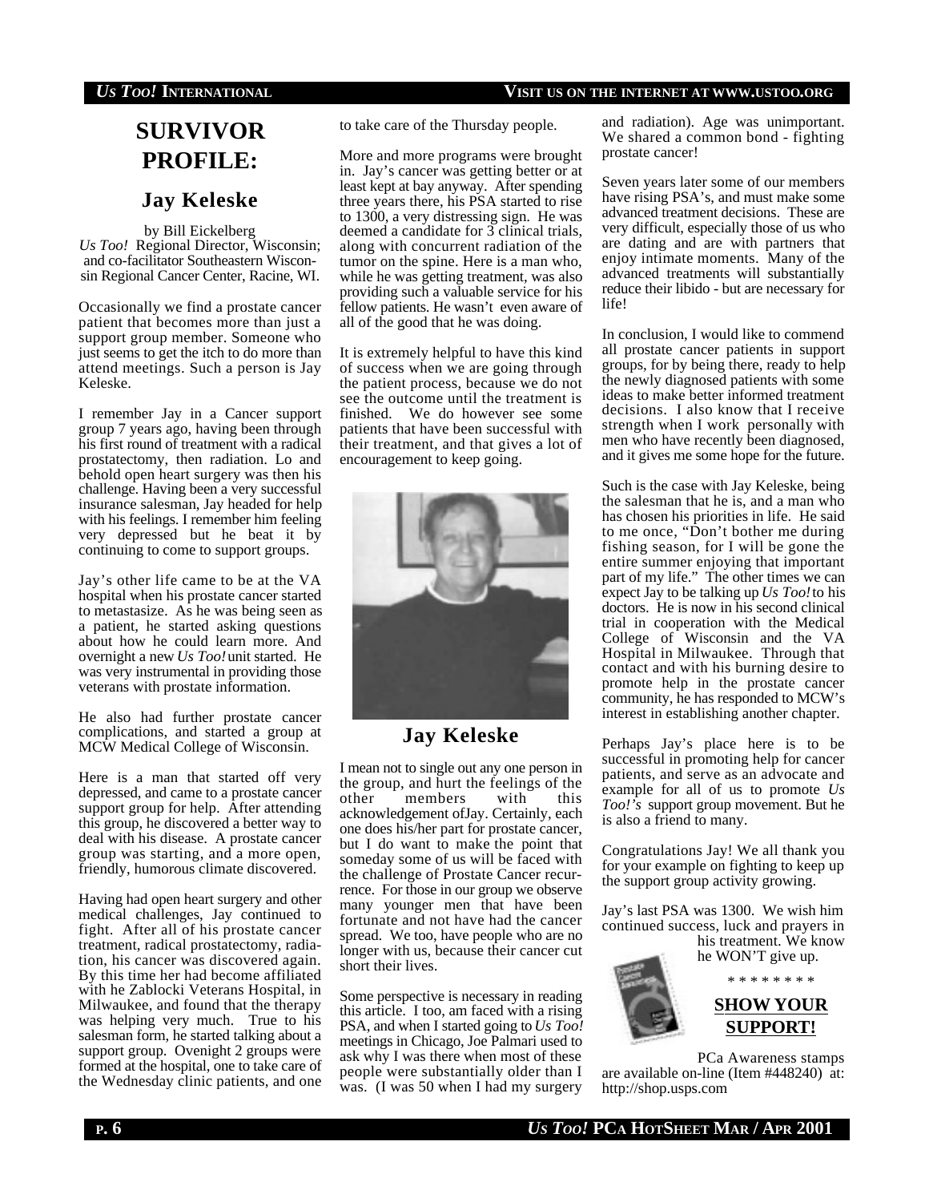# SURVIVOR PROFILE:

## Jay Keleske

by Bill Eickelberg
*Us Too!* Regional Director, Wisconsin; and co-facilitator Southeastern Wisconsin Regional Cancer Center, Racine, WI.

Occasionally we find a prostate cancer patient that becomes more than just a support group member. Someone who just seems to get the itch to do more than attend meetings. Such a person is Jay Keleske.

I remember Jay in a Cancer support group 7 years ago, having been through his first round of treatment with a radical prostatectomy, then radiation. Lo and behold open heart surgery was then his challenge. Having been a very successful insurance salesman, Jay headed for help with his feelings. I remember him feeling very depressed but he beat it by continuing to come to support groups.

Jay's other life came to be at the VA hospital when his prostate cancer started to metastasize. As he was being seen as a patient, he started asking questions about how he could learn more. And overnight a new *Us Too!* unit started. He was very instrumental in providing those veterans with prostate information.

He also had further prostate cancer complications, and started a group at MCW Medical College of Wisconsin.

Here is a man that started off very depressed, and came to a prostate cancer support group for help. After attending this group, he discovered a better way to deal with his disease. A prostate cancer group was starting, and a more open, friendly, humorous climate discovered.

Having had open heart surgery and other medical challenges, Jay continued to fight. After all of his prostate cancer treatment, radical prostatectomy, radiation, his cancer was discovered again. By this time her had become affiliated with he Zablocki Veterans Hospital, in Milwaukee, and found that the therapy was helping very much. True to his salesman form, he started talking about a support group. Ovenight 2 groups were formed at the hospital, one to take care of the Wednesday clinic patients, and one to take care of the Thursday people.

More and more programs were brought in. Jay's cancer was getting better or at least kept at bay anyway. After spending three years there, his PSA started to rise to 1300, a very distressing sign. He was deemed a candidate for 3 clinical trials, along with concurrent radiation of the tumor on the spine. Here is a man who, while he was getting treatment, was also providing such a valuable service for his fellow patients. He wasn't even aware of all of the good that he was doing.

It is extremely helpful to have this kind of success when we are going through the patient process, because we do not see the outcome until the treatment is finished. We do however see some patients that have been successful with their treatment, and that gives a lot of encouragement to keep going.

**Jay Keleske**

I mean not to single out any one person in the group, and hurt the feelings of the other members with this acknowledgement ofJay. Certainly, each one does his/her part for prostate cancer, but I do want to make the point that someday some of us will be faced with the challenge of Prostate Cancer recurrence. For those in our group we observe many younger men that have been fortunate and not have had the cancer spread. We too, have people who are no longer with us, because their cancer cut short their lives.

Some perspective is necessary in reading this article. I too, am faced with a rising PSA, and when I started going to *Us Too!* meetings in Chicago, Joe Palmari used to ask why I was there when most of these people were substantially older than I was. (I was 50 when I had my surgery and radiation). Age was unimportant. We shared a common bond - fighting prostate cancer!

Seven years later some of our members have rising PSA's, and must make some advanced treatment decisions. These are very difficult, especially those of us who are dating and are with partners that enjoy intimate moments. Many of the advanced treatments will substantially reduce their libido - but are necessary for life!

In conclusion, I would like to commend all prostate cancer patients in support groups, for by being there, ready to help the newly diagnosed patients with some ideas to make better informed treatment decisions. I also know that I receive strength when I work personally with men who have recently been diagnosed, and it gives me some hope for the future.

Such is the case with Jay Keleske, being the salesman that he is, and a man who has chosen his priorities in life. He said to me once, "Don't bother me during fishing season, for I will be gone the entire summer enjoying that important part of my life." The other times we can expect Jay to be talking up *Us Too!* to his doctors. He is now in his second clinical trial in cooperation with the Medical College of Wisconsin and the VA Hospital in Milwaukee. Through that contact and with his burning desire to promote help in the prostate cancer community, he has responded to MCW's interest in establishing another chapter.

Perhaps Jay's place here is to be successful in promoting help for cancer patients, and serve as an advocate and example for all of us to promote *Us Too!'s* support group movement. But he is also a friend to many.

Congratulations Jay! We all thank you for your example on fighting to keep up the support group activity growing.

Jay's last PSA was 1300. We wish him continued success, luck and prayers in his treatment. We know he WON'T give up.

\* \* \* \* \* \* \* \*

**SHOW YOUR SUPPORT!**

PCa Awareness stamps are available on-line (Item #448240) at: http://shop.usps.com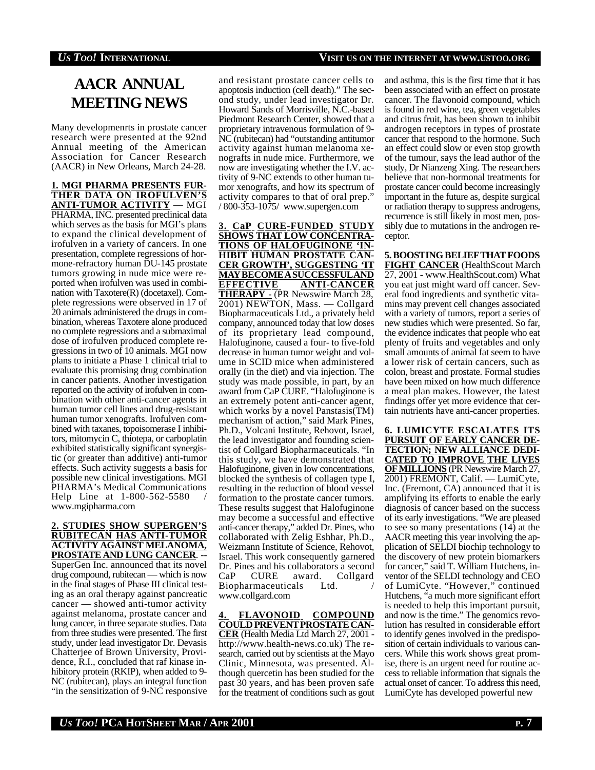# AACR ANNUAL MEETING NEWS

Many developmenrts in prostate cancer research were presented at the 92nd Annual meeting of the American Association for Cancer Research (AACR) in New Orleans, March 24-28.

**1. MGI PHARMA PRESENTS FURTHER DATA ON IROFULVEN'S ANTI-TUMOR ACTIVITY** — MGI PHARMA, INC. presented preclinical data which serves as the basis for MGI's plans to expand the clinical development of irofulven in a variety of cancers. In one presentation, complete regressions of hormone-refractory human DU-145 prostate tumors growing in nude mice were reported when irofulven was used in combination with Taxotere(R) (docetaxel). Complete regressions were observed in 17 of 20 animals administered the drugs in combination, whereas Taxotere alone produced no complete regressions and a submaximal dose of irofulven produced complete regressions in two of 10 animals. MGI now plans to initiate a Phase 1 clinical trial to evaluate this promising drug combination in cancer patients. Another investigation reported on the activity of irofulven in combination with other anti-cancer agents in human tumor cell lines and drug-resistant human tumor xenografts. Irofulven combined with taxanes, topoisomerase I inhibitors, mitomycin C, thiotepa, or carboplatin exhibited statistically significant synergistic (or greater than additive) anti-tumor effects. Such activity suggests a basis for possible new clinical investigations. MGI PHARMA's Medical Communications Help Line at 1-800-562-5580 / www.mgipharma.com

**2. STUDIES SHOW SUPERGEN'S RUBITECAN HAS ANTI-TUMOR ACTIVITY AGAINST MELANOMA, PROSTATE AND LUNG CANCER**. -- SuperGen Inc. announced that its novel drug compound, rubitecan — which is now in the final stages of Phase III clinical testing as an oral therapy against pancreatic cancer — showed anti-tumor activity against melanoma, prostate cancer and lung cancer, in three separate studies. Data from three studies were presented. The first study, under lead investigator Dr. Devasis Chatterjee of Brown University, Providence, R.I., concluded that raf kinase inhibitory protein (RKIP), when added to 9-NC (rubitecan), plays an integral function "in the sensitization of 9-NC responsive and resistant prostate cancer cells to apoptosis induction (cell death)." The second study, under lead investigator Dr. Howard Sands of Morrisville, N.C.-based Piedmont Research Center, showed that a proprietary intravenous formulation of 9-NC (rubitecan) had "outstanding antitumor activity against human melanoma xenografts in nude mice. Furthermore, we now are investigating whether the I.V. activity of 9-NC extends to other human tumor xenografts, and how its spectrum of activity compares to that of oral prep." / 800-353-1075/ www.supergen.com

**3. CaP CURE-FUNDED STUDY SHOWS THAT LOW CONCENTRATIONS OF HALOFUGINONE 'INHIBIT HUMAN PROSTATE CANCER GROWTH', SUGGESTING 'IT MAY BECOME A SUCCESSFUL AND EFFECTIVE ANTI-CANCER THERAPY -** (PR Newswire March 28, 2001) NEWTON, Mass. — Collgard Biopharmaceuticals Ltd., a privately held company, announced today that low doses of its proprietary lead compound, Halofuginone, caused a four- to five-fold decrease in human tumor weight and volume in SCID mice when administered orally (in the diet) and via injection. The study was made possible, in part, by an award from CaP CURE. "Halofuginone is an extremely potent anti-cancer agent, which works by a novel Panstasis(TM) mechanism of action," said Mark Pines, Ph.D., Volcani Institute, Rehovot, Israel, the lead investigator and founding scientist of Collgard Biopharmaceuticals. "In this study, we have demonstrated that Halofuginone, given in low concentrations, blocked the synthesis of collagen type I, resulting in the reduction of blood vessel formation to the prostate cancer tumors. These results suggest that Halofuginone may become a successful and effective anti-cancer therapy," added Dr. Pines, who collaborated with Zelig Eshhar, Ph.D., Weizmann Institute of Science, Rehovot, Israel. This work consequently garnered Dr. Pines and his collaborators a second CaP CURE award. Collgard Biopharmaceuticals Ltd. / www.collgard.com

**4. FLAVONOID COMPOUND COULD PREVENT PROSTATE CANCER** (Health Media Ltd March 27, 2001 - http://www.health-news.co.uk) The research, carried out by scientists at the Mayo Clinic, Minnesota, was presented. Although quercetin has been studied for the past 30 years, and has been proven safe for the treatment of conditions such as gout and asthma, this is the first time that it has been associated with an effect on prostate cancer. The flavonoid compound, which is found in red wine, tea, green vegetables and citrus fruit, has been shown to inhibit androgen receptors in types of prostate cancer that respond to the hormone. Such an effect could slow or even stop growth of the tumour, says the lead author of the study, Dr Nianzeng Xing. The researchers believe that non-hormonal treatments for prostate cancer could become increasingly important in the future as, despite surgical or radiation therapy to suppress androgens, recurrence is still likely in most men, possibly due to mutations in the androgen receptor.

**5. BOOSTING BELIEF THAT FOODS FIGHT CANCER** (HealthScout March 27, 2001 - www.HealthScout.com) What you eat just might ward off cancer. Several food ingredients and synthetic vitamins may prevent cell changes associated with a variety of tumors, report a series of new studies which were presented. So far, the evidence indicates that people who eat plenty of fruits and vegetables and only small amounts of animal fat seem to have a lower risk of certain cancers, such as colon, breast and prostate. Formal studies have been mixed on how much difference a meal plan makes. However, the latest findings offer yet more evidence that certain nutrients have anti-cancer properties.

**6. LUMICYTE ESCALATES ITS PURSUIT OF EARLY CANCER DETECTION; NEW ALLIANCE DEDICATED TO IMPROVE THE LIVES OF MILLIONS** (PR Newswire March 27, 2001) FREMONT, Calif. — LumiCyte, Inc. (Fremont, CA) announced that it is amplifying its efforts to enable the early diagnosis of cancer based on the success of its early investigations. "We are pleased to see so many presentations (14) at the AACR meeting this year involving the application of SELDI biochip technology to the discovery of new protein biomarkers for cancer," said T. William Hutchens, inventor of the SELDI technology and CEO of LumiCyte. "However," continued Hutchens, "a much more significant effort is needed to help this important pursuit, and now is the time." The genomics revolution has resulted in considerable effort to identify genes involved in the predisposition of certain individuals to various cancers. While this work shows great promise, there is an urgent need for routine access to reliable information that signals the actual onset of cancer. To address this need, LumiCyte has developed powerful new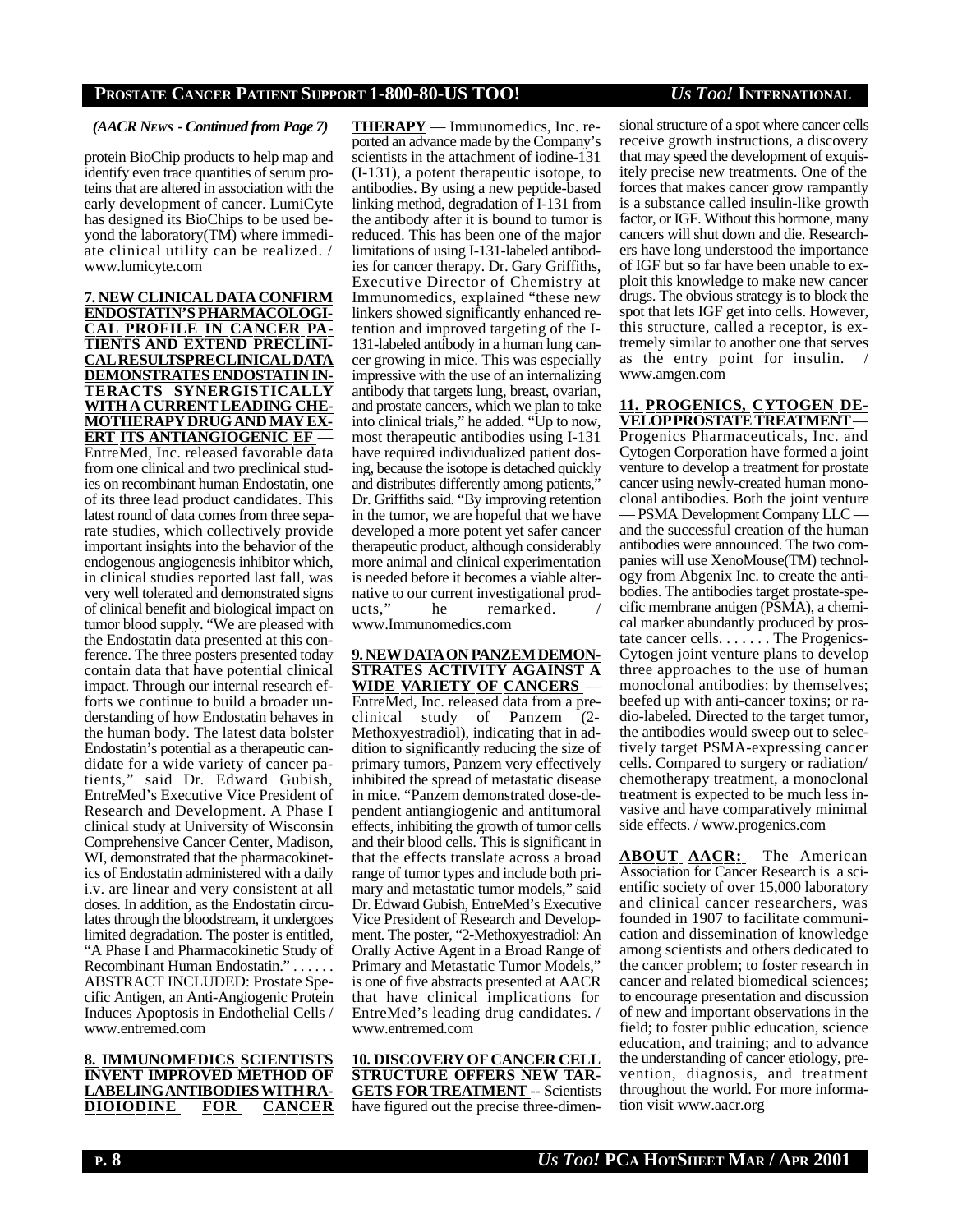*(AACR News - Continued from Page 7)*

protein BioChip products to help map and identify even trace quantities of serum proteins that are altered in association with the early development of cancer. LumiCyte has designed its BioChips to be used beyond the laboratory(TM) where immediate clinical utility can be realized. / www.lumicyte.com

**7. NEW CLINICAL DATA CONFIRM ENDOSTATIN'S PHARMACOLOGICAL PROFILE IN CANCER PATIENTS AND EXTEND PRECLINICAL RESULTSPRECLINICAL DATA DEMONSTRATES ENDOSTATIN INTERACTS SYNERGISTICALLY WITH A CURRENT LEADING CHEMOTHERAPY DRUG AND MAY EXERT ITS ANTIANGIOGENIC EF** — EntreMed, Inc. released favorable data from one clinical and two preclinical studies on recombinant human Endostatin, one of its three lead product candidates. This latest round of data comes from three separate studies, which collectively provide important insights into the behavior of the endogenous angiogenesis inhibitor which, in clinical studies reported last fall, was very well tolerated and demonstrated signs of clinical benefit and biological impact on tumor blood supply. "We are pleased with the Endostatin data presented at this conference. The three posters presented today contain data that have potential clinical impact. Through our internal research efforts we continue to build a broader understanding of how Endostatin behaves in the human body. The latest data bolster Endostatin's potential as a therapeutic candidate for a wide variety of cancer patients," said Dr. Edward Gubish, EntreMed's Executive Vice President of Research and Development. A Phase I clinical study at University of Wisconsin Comprehensive Cancer Center, Madison, WI, demonstrated that the pharmacokinetics of Endostatin administered with a daily i.v. are linear and very consistent at all doses. In addition, as the Endostatin circulates through the bloodstream, it undergoes limited degradation. The poster is entitled, "A Phase I and Pharmacokinetic Study of Recombinant Human Endostatin." . . . . . . ABSTRACT INCLUDED: Prostate Specific Antigen, an Anti-Angiogenic Protein Induces Apoptosis in Endothelial Cells / www.entremed.com

**8. IMMUNOMEDICS SCIENTISTS INVENT IMPROVED METHOD OF LABELING ANTIBODIES WITH RADIOIODINE FOR CANCER THERAPY** — Immunomedics, Inc. reported an advance made by the Company's scientists in the attachment of iodine-131 (I-131), a potent therapeutic isotope, to antibodies. By using a new peptide-based linking method, degradation of I-131 from the antibody after it is bound to tumor is reduced. This has been one of the major limitations of using I-131-labeled antibodies for cancer therapy. Dr. Gary Griffiths, Executive Director of Chemistry at Immunomedics, explained "these new linkers showed significantly enhanced retention and improved targeting of the I-131-labeled antibody in a human lung cancer growing in mice. This was especially impressive with the use of an internalizing antibody that targets lung, breast, ovarian, and prostate cancers, which we plan to take into clinical trials," he added. "Up to now, most therapeutic antibodies using I-131 have required individualized patient dosing, because the isotope is detached quickly and distributes differently among patients," Dr. Griffiths said. "By improving retention in the tumor, we are hopeful that we have developed a more potent yet safer cancer therapeutic product, although considerably more animal and clinical experimentation is needed before it becomes a viable alternative to our current investigational products," he remarked. / www.Immunomedics.com

**9. NEW DATA ON PANZEM DEMONSTRATES ACTIVITY AGAINST A WIDE VARIETY OF CANCERS** — EntreMed, Inc. released data from a preclinical study of Panzem (2-Methoxyestradiol), indicating that in addition to significantly reducing the size of primary tumors, Panzem very effectively inhibited the spread of metastatic disease in mice. "Panzem demonstrated dose-dependent antiangiogenic and antitumoral effects, inhibiting the growth of tumor cells and their blood cells. This is significant in that the effects translate across a broad range of tumor types and include both primary and metastatic tumor models," said Dr. Edward Gubish, EntreMed's Executive Vice President of Research and Development. The poster, "2-Methoxyestradiol: An Orally Active Agent in a Broad Range of Primary and Metastatic Tumor Models," is one of five abstracts presented at AACR that have clinical implications for EntreMed's leading drug candidates. / www.entremed.com

**10. DISCOVERY OF CANCER CELL STRUCTURE OFFERS NEW TARGETS FOR TREATMENT** -- Scientists have figured out the precise three-dimensional structure of a spot where cancer cells receive growth instructions, a discovery that may speed the development of exquisitely precise new treatments. One of the forces that makes cancer grow rampantly is a substance called insulin-like growth factor, or IGF. Without this hormone, many cancers will shut down and die. Researchers have long understood the importance of IGF but so far have been unable to exploit this knowledge to make new cancer drugs. The obvious strategy is to block the spot that lets IGF get into cells. However, this structure, called a receptor, is extremely similar to another one that serves as the entry point for insulin. / www.amgen.com

**11. PROGENICS, CYTOGEN DEVELOP PROSTATE TREATMENT** — Progenics Pharmaceuticals, Inc. and Cytogen Corporation have formed a joint venture to develop a treatment for prostate cancer using newly-created human monoclonal antibodies. Both the joint venture — PSMA Development Company LLC — and the successful creation of the human antibodies were announced. The two companies will use XenoMouse(TM) technology from Abgenix Inc. to create the antibodies. The antibodies target prostate-specific membrane antigen (PSMA), a chemical marker abundantly produced by prostate cancer cells. . . . . . . The Progenics-Cytogen joint venture plans to develop three approaches to the use of human monoclonal antibodies: by themselves; beefed up with anti-cancer toxins; or radio-labeled. Directed to the target tumor, the antibodies would sweep out to selectively target PSMA-expressing cancer cells. Compared to surgery or radiation/chemotherapy treatment, a monoclonal treatment is expected to be much less invasive and have comparatively minimal side effects. / www.progenics.com

**ABOUT AACR:** The American Association for Cancer Research is a scientific society of over 15,000 laboratory and clinical cancer researchers, was founded in 1907 to facilitate communication and dissemination of knowledge among scientists and others dedicated to the cancer problem; to foster research in cancer and related biomedical sciences; to encourage presentation and discussion of new and important observations in the field; to foster public education, science education, and training; and to advance the understanding of cancer etiology, prevention, diagnosis, and treatment throughout the world. For more information visit www.aacr.org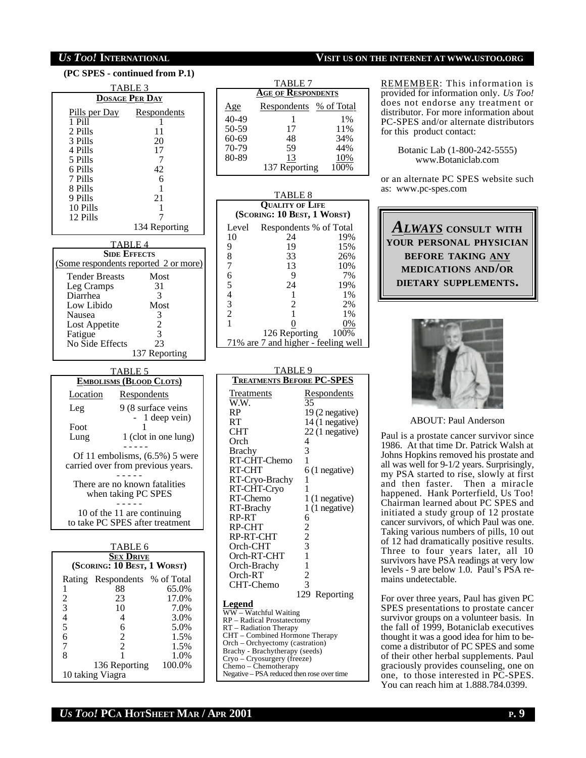**(PC SPES - continued from P.1)**

TABLE 3

**DOSAGE PER DAY**

| Pills per Day | Respondents |
|---|---|
| 1 Pill | 1 |
| 2 Pills | 11 |
| 3 Pills | 20 |
| 4 Pills | 17 |
| 5 Pills | 7 |
| 6 Pills | 42 |
| 7 Pills | 6 |
| 8 Pills | 1 |
| 9 Pills | 21 |
| 10 Pills | 1 |
| 12 Pills | 7 |
| | 134 Reporting |

TABLE 4

**SIDE EFFECTS**

(Some respondents reported 2 or more)

| Side Effect | Respondents |
|---|---|
| Tender Breasts | Most |
| Leg Cramps | 31 |
| Diarrhea | 3 |
| Low Libido | Most |
| Nausea | 3 |
| Lost Appetite | 2 |
| Fatigue | 3 |
| No Side Effects | 23 |
| | 137 Reporting |

TABLE 5

**EMBOLISMS (BLOOD CLOTS)**

| Location | Respondents |
|---|---|
| Leg | 9 (8 surface veins - 1 deep vein) |
| Foot | 1 |
| Lung | 1 (clot in one lung) |

Of 11 embolisms, (6.5%) 5 were carried over from previous years.

There are no known fatalities when taking PC SPES

10 of the 11 are continuing to take PC SPES after treatment

TABLE 6

**SEX DRIVE**

**(SCORING: 10 BEST, 1 WORST)**

| Rating | Respondents | % of Total |
|---|---|---|
| 1 | 88 | 65.0% |
| 2 | 23 | 17.0% |
| 3 | 10 | 7.0% |
| 4 | 4 | 3.0% |
| 5 | 6 | 5.0% |
| 6 | 2 | 1.5% |
| 7 | 2 | 1.5% |
| 8 | 1 | 1.0% |
| | 136 Reporting | 100.0% |

10 taking Viagra

TABLE 7

**AGE OF RESPONDENTS**

| Age | Respondents | % of Total |
|---|---|---|
| 40-49 | 1 | 1% |
| 50-59 | 17 | 11% |
| 60-69 | 48 | 34% |
| 70-79 | 59 | 44% |
| 80-89 | 13 | 10% |
| | 137 Reporting | 100% |

TABLE 8

**QUALITY OF LIFE**

**(SCORING: 10 BEST, 1 WORST)**

| Level | Respondents | % of Total |
|---|---|---|
| 10 | 24 | 19% |
| 9 | 19 | 15% |
| 8 | 33 | 26% |
| 7 | 13 | 10% |
| 6 | 9 | 7% |
| 5 | 24 | 19% |
| 4 | 1 | 1% |
| 3 | 2 | 2% |
| 2 | 1 | 1% |
| 1 | 0 | 0% |
| | 126 Reporting | 100% |

71% are 7 and higher - feeling well

TABLE 9

**TREATMENTS BEFORE PC-SPES**

| Treatments | Respondents |
|---|---|
| W.W. | 35 |
| RP | 19 (2 negative) |
| RT | 14 (1 negative) |
| CHT | 22 (1 negative) |
| Orch | 4 |
| Brachy | 3 |
| RT-CHT-Chemo | 1 |
| RT-CHT | 6 (1 negative) |
| RT-Cryo-Brachy | 1 |
| RT-CHT-Cryo | 1 |
| RT-Chemo | 1 (1 negative) |
| RT-Brachy | 1 (1 negative) |
| RP-RT | 6 |
| RP-CHT | 2 |
| RP-RT-CHT | 2 |
| Orch-CHT | 3 |
| Orch-RT-CHT | 1 |
| Orch-Brachy | 1 |
| Orch-RT | 2 |
| CHT-Chemo | 3 |
| | 129 Reporting |

**Legend**

WW – Watchful Waiting
RP – Radical Prostatectomy
RT – Radiation Therapy
CHT – Combined Hormone Therapy
Orch – Orchyectomy (castration)
Brachy - Brachytherapy (seeds)
Cryo – Cryosurgery (freeze)
Chemo – Chemotherapy
Negative – PSA reduced then rose over time

REMEMBER: This information is provided for information only. *Us Too!* does not endorse any treatment or distributor. For more information about PC-SPES and/or alternate distributors for this product contact:

Botanic Lab (1-800-242-5555)
www.Botaniclab.com

or an alternate PC SPES website such as: www.pc-spes.com

***ALWAYS*** **CONSULT WITH YOUR PERSONAL PHYSICIAN BEFORE TAKING ANY MEDICATIONS AND/OR DIETARY SUPPLEMENTS.**

ABOUT: Paul Anderson

Paul is a prostate cancer survivor since 1986. At that time Dr. Patrick Walsh at Johns Hopkins removed his prostate and all was well for 9-1/2 years. Surprisingly, my PSA started to rise, slowly at first and then faster. Then a miracle happened. Hank Porterfield, Us Too! Chairman learned about PC SPES and initiated a study group of 12 prostate cancer survivors, of which Paul was one. Taking various numbers of pills, 10 out of 12 had dramatically positive results. Three to four years later, all 10 survivors have PSA readings at very low levels - 9 are below 1.0. Paul's PSA remains undetectable.

For over three years, Paul has given PC SPES presentations to prostate cancer survivor groups on a volunteer basis. In the fall of 1999, Botaniclab executives thought it was a good idea for him to become a distributor of PC SPES and some of their other herbal supplements. Paul graciously provides counseling, one on one, to those interested in PC-SPES. You can reach him at 1.888.784.0399.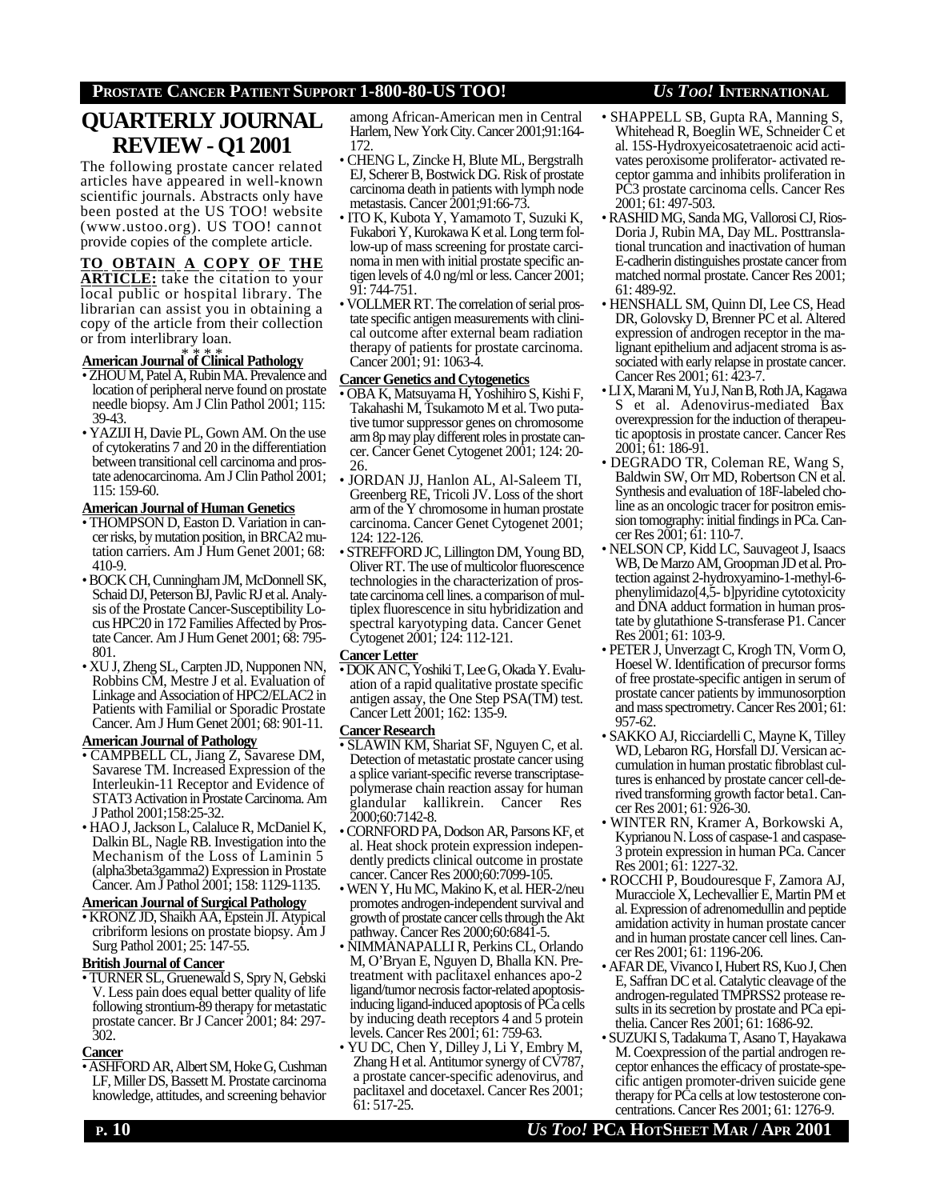# QUARTERLY JOURNAL REVIEW - Q1 2001

The following prostate cancer related articles have appeared in well-known scientific journals. Abstracts only have been posted at the US TOO! website (www.ustoo.org). US TOO! cannot provide copies of the complete article.

**TO OBTAIN A COPY OF THE ARTICLE:** take the citation to your local public or hospital library. The librarian can assist you in obtaining a copy of the article from their collection or from interlibrary loan.

\* \* \* \*

### American Journal of Clinical Pathology

- ZHOU M, Patel A, Rubin MA. Prevalence and location of peripheral nerve found on prostate needle biopsy. Am J Clin Pathol 2001; 115: 39-43.
- YAZIJI H, Davie PL, Gown AM. On the use of cytokeratins 7 and 20 in the differentiation between transitional cell carcinoma and prostate adenocarcinoma. Am J Clin Pathol 2001; 115: 159-60.

### American Journal of Human Genetics

- THOMPSON D, Easton D. Variation in cancer risks, by mutation position, in BRCA2 mutation carriers. Am J Hum Genet 2001; 68: 410-9.
- BOCK CH, Cunningham JM, McDonnell SK, Schaid DJ, Peterson BJ, Pavlic RJ et al. Analysis of the Prostate Cancer-Susceptibility Locus HPC20 in 172 Families Affected by Prostate Cancer. Am J Hum Genet 2001; 68: 795-801.
- XU J, Zheng SL, Carpten JD, Nupponen NN, Robbins CM, Mestre J et al. Evaluation of Linkage and Association of HPC2/ELAC2 in Patients with Familial or Sporadic Prostate Cancer. Am J Hum Genet 2001; 68: 901-11.

### American Journal of Pathology

- CAMPBELL CL, Jiang Z, Savarese DM, Savarese TM. Increased Expression of the Interleukin-11 Receptor and Evidence of STAT3 Activation in Prostate Carcinoma. Am J Pathol 2001;158:25-32.
- HAO J, Jackson L, Calaluce R, McDaniel K, Dalkin BL, Nagle RB. Investigation into the Mechanism of the Loss of Laminin 5 (alpha3beta3gamma2) Expression in Prostate Cancer. Am J Pathol 2001; 158: 1129-1135.

### American Journal of Surgical Pathology

- KRONZ JD, Shaikh AA, Epstein JI. Atypical cribriform lesions on prostate biopsy. Am J Surg Pathol 2001; 25: 147-55.

### British Journal of Cancer

- TURNER SL, Gruenewald S, Spry N, Gebski V. Less pain does equal better quality of life following strontium-89 therapy for metastatic prostate cancer. Br J Cancer 2001; 84: 297-302.

### Cancer

- ASHFORD AR, Albert SM, Hoke G, Cushman LF, Miller DS, Bassett M. Prostate carcinoma knowledge, attitudes, and screening behavior among African-American men in Central Harlem, New York City. Cancer 2001;91:164-172.
- CHENG L, Zincke H, Blute ML, Bergstralh EJ, Scherer B, Bostwick DG. Risk of prostate carcinoma death in patients with lymph node metastasis. Cancer 2001;91:66-73.
- ITO K, Kubota Y, Yamamoto T, Suzuki K, Fukabori Y, Kurokawa K et al. Long term follow-up of mass screening for prostate carcinoma in men with initial prostate specific antigen levels of 4.0 ng/ml or less. Cancer 2001; 91: 744-751.
- VOLLMER RT. The correlation of serial prostate specific antigen measurements with clinical outcome after external beam radiation therapy of patients for prostate carcinoma. Cancer 2001; 91: 1063-4.

### Cancer Genetics and Cytogenetics

- OBA K, Matsuyama H, Yoshihiro S, Kishi F, Takahashi M, Tsukamoto M et al. Two putative tumor suppressor genes on chromosome arm 8p may play different roles in prostate cancer. Cancer Genet Cytogenet 2001; 124: 20-26.
- JORDAN JJ, Hanlon AL, Al-Saleem TI, Greenberg RE, Tricoli JV. Loss of the short arm of the Y chromosome in human prostate carcinoma. Cancer Genet Cytogenet 2001; 124: 122-126.
- STREFFORD JC, Lillington DM, Young BD, Oliver RT. The use of multicolor fluorescence technologies in the characterization of prostate carcinoma cell lines. a comparison of multiplex fluorescence in situ hybridization and spectral karyotyping data. Cancer Genet Cytogenet 2001; 124: 112-121.

### Cancer Letter

- DOK AN C, Yoshiki T, Lee G, Okada Y. Evaluation of a rapid qualitative prostate specific antigen assay, the One Step PSA(TM) test. Cancer Lett 2001; 162: 135-9.

### Cancer Research

- SLAWIN KM, Shariat SF, Nguyen C, et al. Detection of metastatic prostate cancer using a splice variant-specific reverse transcriptase-polymerase chain reaction assay for human glandular kallikrein. Cancer Res 2000;60:7142-8.
- CORNFORD PA, Dodson AR, Parsons KF, et al. Heat shock protein expression independently predicts clinical outcome in prostate cancer. Cancer Res 2000;60:7099-105.
- WEN Y, Hu MC, Makino K, et al. HER-2/neu promotes androgen-independent survival and growth of prostate cancer cells through the Akt pathway. Cancer Res 2000;60:6841-5.
- NIMMANAPALLI R, Perkins CL, Orlando M, O'Bryan E, Nguyen D, Bhalla KN. Pretreatment with paclitaxel enhances apo-2 ligand/tumor necrosis factor-related apoptosis-inducing ligand-induced apoptosis of PCa cells by inducing death receptors 4 and 5 protein levels. Cancer Res 2001; 61: 759-63.
- YU DC, Chen Y, Dilley J, Li Y, Embry M, Zhang H et al. Antitumor synergy of CV787, a prostate cancer-specific adenovirus, and paclitaxel and docetaxel. Cancer Res 2001; 61: 517-25.
- SHAPPELL SB, Gupta RA, Manning S, Whitehead R, Boeglin WE, Schneider C et al. 15S-Hydroxyeicosatetraenoic acid activates peroxisome proliferator- activated receptor gamma and inhibits proliferation in PC3 prostate carcinoma cells. Cancer Res 2001; 61: 497-503.
- RASHID MG, Sanda MG, Vallorosi CJ, Rios-Doria J, Rubin MA, Day ML. Posttranslational truncation and inactivation of human E-cadherin distinguishes prostate cancer from matched normal prostate. Cancer Res 2001; 61: 489-92.
- HENSHALL SM, Quinn DI, Lee CS, Head DR, Golovsky D, Brenner PC et al. Altered expression of androgen receptor in the malignant epithelium and adjacent stroma is associated with early relapse in prostate cancer. Cancer Res 2001; 61: 423-7.
- LI X, Marani M, Yu J, Nan B, Roth JA, Kagawa S et al. Adenovirus-mediated Bax overexpression for the induction of therapeutic apoptosis in prostate cancer. Cancer Res 2001; 61: 186-91.
- DEGRADO TR, Coleman RE, Wang S, Baldwin SW, Orr MD, Robertson CN et al. Synthesis and evaluation of 18F-labeled choline as an oncologic tracer for positron emission tomography: initial findings in PCa. Cancer Res 2001; 61: 110-7.
- NELSON CP, Kidd LC, Sauvageot J, Isaacs WB, De Marzo AM, Groopman JD et al. Protection against 2-hydroxyamino-1-methyl-6-phenylimidazo[4,5- b]pyridine cytotoxicity and DNA adduct formation in human prostate by glutathione S-transferase P1. Cancer Res 2001; 61: 103-9.
- PETER J, Unverzagt C, Krogh TN, Vorm O, Hoesel W. Identification of precursor forms of free prostate-specific antigen in serum of prostate cancer patients by immunosorption and mass spectrometry. Cancer Res 2001; 61: 957-62.
- SAKKO AJ, Ricciardelli C, Mayne K, Tilley WD, Lebaron RG, Horsfall DJ. Versican accumulation in human prostatic fibroblast cultures is enhanced by prostate cancer cell-derived transforming growth factor beta1. Cancer Res 2001; 61: 926-30.
- WINTER RN, Kramer A, Borkowski A, Kyprianou N. Loss of caspase-1 and caspase-3 protein expression in human PCa. Cancer Res 2001; 61: 1227-32.
- ROCCHI P, Boudouresque F, Zamora AJ, Muracciole X, Lechevallier E, Martin PM et al. Expression of adrenomedullin and peptide amidation activity in human prostate cancer and in human prostate cancer cell lines. Cancer Res 2001; 61: 1196-206.
- AFAR DE, Vivanco I, Hubert RS, Kuo J, Chen E, Saffran DC et al. Catalytic cleavage of the androgen-regulated TMPRSS2 protease results in its secretion by prostate and PCa epithelia. Cancer Res 2001; 61: 1686-92.
- SUZUKI S, Tadakuma T, Asano T, Hayakawa M. Coexpression of the partial androgen receptor enhances the efficacy of prostate-specific antigen promoter-driven suicide gene therapy for PCa cells at low testosterone concentrations. Cancer Res 2001; 61: 1276-9.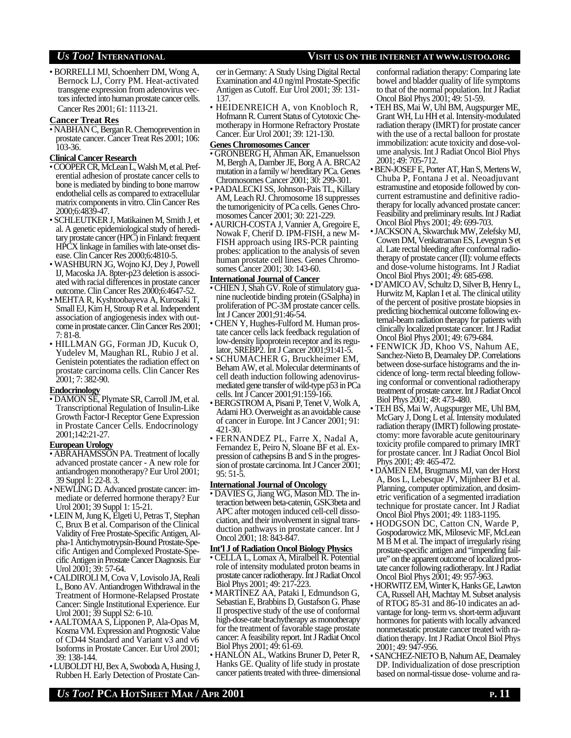- BORRELLI MJ, Schoenherr DM, Wong A, Bernock LJ, Corry PM. Heat-activated transgene expression from adenovirus vectors infected into human prostate cancer cells. Cancer Res 2001; 61: 1113-21.

**Cancer Treat Res**

- NABHAN C, Bergan R. Chemoprevention in prostate cancer. Cancer Treat Res 2001; 106: 103-36.

**Clinical Cancer Research**

- COOPER CR, McLean L, Walsh M, et al. Preferential adhesion of prostate cancer cells to bone is mediated by binding to bone marrow endothelial cells as compared to extracellular matrix components in vitro. Clin Cancer Res 2000;6:4839-47.
- SCHLEUTKER J, Matikainen M, Smith J, et al. A genetic epidemiological study of hereditary prostate cancer (HPC) in Finland: frequent HPCX linkage in families with late-onset disease. Clin Cancer Res 2000;6:4810-5.
- WASHBURN JG, Wojno KJ, Dey J, Powell IJ, Macoska JA. 8pter-p23 deletion is associated with racial differences in prostate cancer outcome. Clin Cancer Res 2000;6:4647-52.
- MEHTA R, Kyshtoobayeva A, Kurosaki T, Small EJ, Kim H, Stroup R et al. Independent association of angiogenesis index with outcome in prostate cancer. Clin Cancer Res 2001; 7: 81-8.
- HILLMAN GG, Forman JD, Kucuk O, Yudelev M, Maughan RL, Rubio J et al. Genistein potentiates the radiation effect on prostate carcinoma cells. Clin Cancer Res 2001; 7: 382-90.

**Endocrinology**

- DAMON SE, Plymate SR, Carroll JM, et al. Transcriptional Regulation of Insulin-Like Growth Factor-I Receptor Gene Expression in Prostate Cancer Cells. Endocrinology 2001;142:21-27.

**European Urology**

- ABRAHAMSSON PA. Treatment of locally advanced prostate cancer - A new role for antiandrogen monotherapy? Eur Urol 2001; 39 Suppl 1: 22-8. 3.
- NEWLING D. Advanced prostate cancer: immediate or deferred hormone therapy? Eur Urol 2001; 39 Suppl 1: 15-21.
- LEIN M, Jung K, Elgeti U, Petras T, Stephan C, Brux B et al. Comparison of the Clinical Validity of Free Prostate-Specific Antigen, Alpha-1 Antichymotrypsin-Bound Prostate-Specific Antigen and Complexed Prostate-Specific Antigen in Prostate Cancer Diagnosis. Eur Urol 2001; 39: 57-64.
- CALDIROLI M, Cova V, Lovisolo JA, Reali L, Bono AV. Antiandrogen Withdrawal in the Treatment of Hormone-Relapsed Prostate Cancer: Single Institutional Experience. Eur Urol 2001; 39 Suppl S2: 6-10.
- AALTOMAA S, Lipponen P, Ala-Opas M, Kosma VM. Expression and Prognostic Value of CD44 Standard and Variant v3 and v6 Isoforms in Prostate Cancer. Eur Urol 2001; 39: 138-144.
- LUBOLDT HJ, Bex A, Swoboda A, Husing J, Rubben H. Early Detection of Prostate Cancer in Germany: A Study Using Digital Rectal Examination and 4.0 ng/ml Prostate-Specific Antigen as Cutoff. Eur Urol 2001; 39: 131-137.
- HEIDENREICH A, von Knobloch R, Hofmann R. Current Status of Cytotoxic Chemotherapy in Hormone Refractory Prostate Cancer. Eur Urol 2001; 39: 121-130.

**Genes Chromosomes Cancer**

- GRONBERG H, Ahman AK, Emanuelsson M, Bergh A, Damber JE, Borg A A. BRCA2 mutation in a family w/ hereditary PCa. Genes Chromosomes Cancer 2001; 30: 299-301.
- PADALECKI SS, Johnson-Pais TL, Killary AM, Leach RJ. Chromosome 18 suppresses the tumorigenicity of PCa cells. Genes Chromosomes Cancer 2001; 30: 221-229.
- AURICH-COSTA J, Vannier A, Gregoire E, Nowak F, Cherif D. IPM-FISH, a new M-FISH approach using IRS-PCR painting probes: application to the analysis of seven human prostate cell lines. Genes Chromosomes Cancer 2001; 30: 143-60.

**International Journal of Cancer**

- CHIEN J, Shah GV. Role of stimulatory guanine nucleotide binding protein (GSalpha) in proliferation of PC-3M prostate cancer cells. Int J Cancer 2001;91:46-54.
- CHEN Y, Hughes-Fulford M. Human prostate cancer cells lack feedback regulation of low-density lipoprotein receptor and its regulator, SREBP2. Int J Cancer 2001;91:41-5.
- SCHUMACHER G, Bruckheimer EM, Beham AW, et al. Molecular determinants of cell death induction following adenovirus-mediated gene transfer of wild-type p53 in PCa cells. Int J Cancer 2001;91:159-166.
- BERGSTROM A, Pisani P, Tenet V, Wolk A, Adami HO. Overweight as an avoidable cause of cancer in Europe. Int J Cancer 2001; 91: 421-30.
- FERNANDEZ PL, Farre X, Nadal A, Fernandez E, Peiro N, Sloane BF et al. Expression of cathepsins B and S in the progression of prostate carcinoma. Int J Cancer 2001; 95: 51-5.

**International Journal of Oncology**

- DAVIES G, Jiang WG, Mason MD. The interaction between beta-catenin, GSK3beta and APC after motogen induced cell-cell dissociation, and their involvement in signal transduction pathways in prostate cancer. Int J Oncol 2001; 18: 843-847.

**Int'l J of Radiation Oncol Biology Physics**

- CELLA L, Lomax A, Miralbell R. Potential role of intensity modulated proton beams in prostate cancer radiotherapy. Int J Radiat Oncol Biol Phys 2001; 49: 217-223.
- MARTINEZ AA, Pataki I, Edmundson G, Sebastian E, Brabbins D, Gustafson G. Phase II prospective study of the use of conformal high-dose-rate brachytherapy as monotherapy for the treatment of favorable stage prostate cancer: A feasibility report. Int J Radiat Oncol Biol Phys 2001; 49: 61-69.
- HANLON AL, Watkins Bruner D, Peter R, Hanks GE. Quality of life study in prostate cancer patients treated with three- dimensional conformal radiation therapy: Comparing late bowel and bladder quality of life symptoms to that of the normal population. Int J Radiat Oncol Biol Phys 2001; 49: 51-59.
- TEH BS, Mai W, Uhl BM, Augspurger ME, Grant WH, Lu HH et al. Intensity-modulated radiation therapy (IMRT) for prostate cancer with the use of a rectal balloon for prostate immobilization: acute toxicity and dose-volume analysis. Int J Radiat Oncol Biol Phys 2001; 49: 705-712.
- BEN-JOSEF E, Porter AT, Han S, Mertens W, Chuba P, Fontana J et al. Neoadjuvant estramustine and etoposide followed by concurrent estramustine and definitive radiotherapy for locally advanced prostate cancer: Feasibility and preliminary results. Int J Radiat Oncol Biol Phys 2001; 49: 699-703.
- JACKSON A, Skwarchuk MW, Zelefsky MJ, Cowen DM, Venkatraman ES, Levegrun S et al. Late rectal bleeding after conformal radiotherapy of prostate cancer (II): volume effects and dose-volume histograms. Int J Radiat Oncol Biol Phys 2001; 49: 685-698.
- D'AMICO AV, Schultz D, Silver B, Henry L, Hurwitz M, Kaplan I et al. The clinical utility of the percent of positive prostate biopsies in predicting biochemical outcome following external-beam radiation therapy for patients with clinically localized prostate cancer. Int J Radiat Oncol Biol Phys 2001; 49: 679-684.
- FENWICK JD, Khoo VS, Nahum AE, Sanchez-Nieto B, Dearnaley DP. Correlations between dose-surface histograms and the incidence of long- term rectal bleeding following conformal or conventional radiotherapy treatment of prostate cancer. Int J Radiat Oncol Biol Phys 2001; 49: 473-480.
- TEH BS, Mai W, Augspurger ME, Uhl BM, McGary J, Dong L et al. Intensity modulated radiation therapy (IMRT) following prostatectomy: more favorable acute genitourinary toxicity profile compared to primary IMRT for prostate cancer. Int J Radiat Oncol Biol Phys 2001; 49: 465-472.
- DAMEN EM, Brugmans MJ, van der Horst A, Bos L, Lebesque JV, Mijnheer BJ et al. Planning, computer optimization, and dosimetric verification of a segmented irradiation technique for prostate cancer. Int J Radiat Oncol Biol Phys 2001; 49: 1183-1195.
- HODGSON DC, Catton CN, Warde P, Gospodarowicz MK, Milosevic MF, McLean M B M et al. The impact of irregularly rising prostate-specific antigen and "impending failure" on the apparent outcome of localized prostate cancer following radiotherapy. Int J Radiat Oncol Biol Phys 2001; 49: 957-963.
- HORWITZ EM, Winter K, Hanks GE, Lawton CA, Russell AH, Machtay M. Subset analysis of RTOG 85-31 and 86-10 indicates an advantage for long- term vs. short-term adjuvant hormones for patients with locally advanced nonmetastatic prostate cancer treated with radiation therapy. Int J Radiat Oncol Biol Phys 2001; 49: 947-956.
- SANCHEZ-NIETO B, Nahum AE, Dearnaley DP. Individualization of dose prescription based on normal-tissue dose- volume and ra-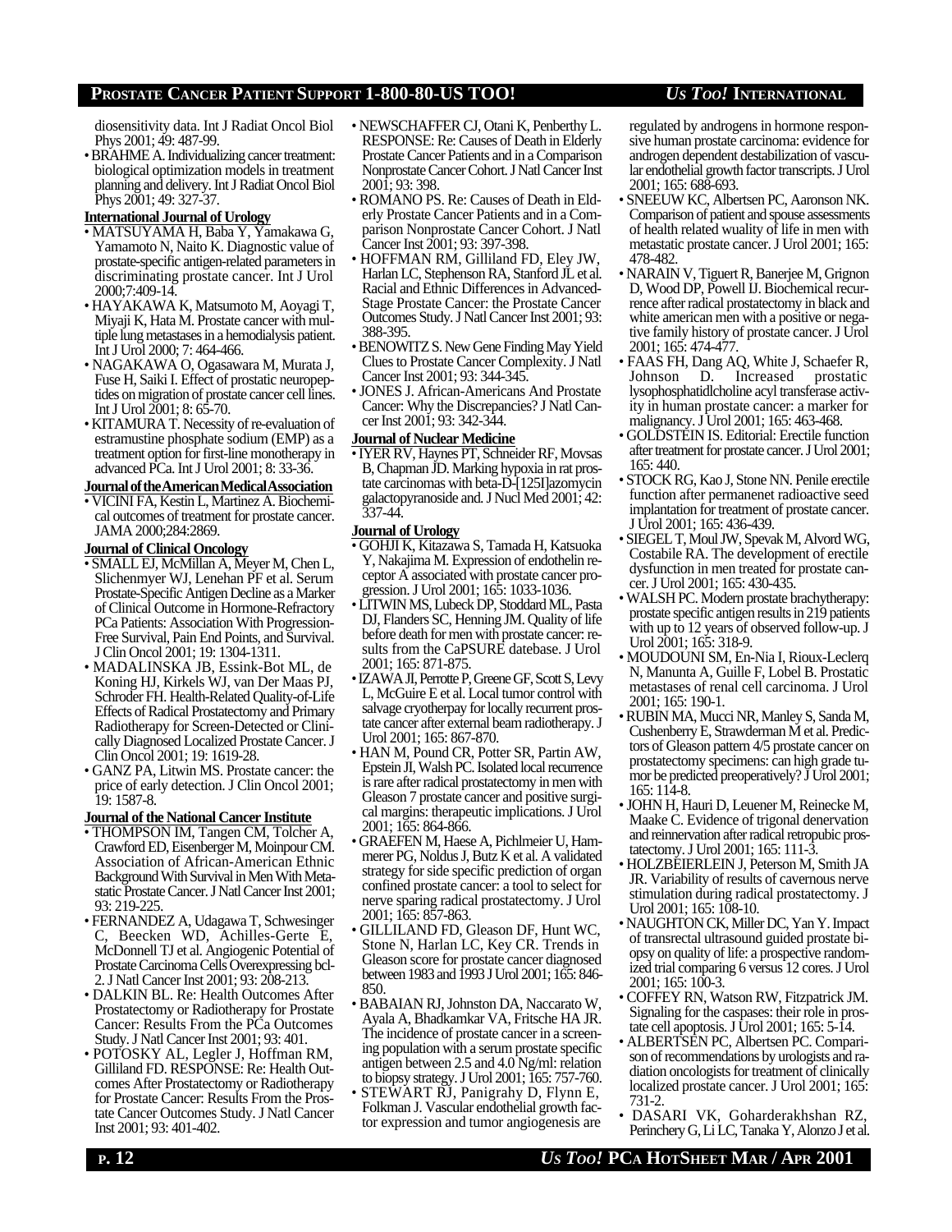diosensitivity data. Int J Radiat Oncol Biol Phys 2001; 49: 487-99.

- BRAHME A. Individualizing cancer treatment: biological optimization models in treatment planning and delivery. Int J Radiat Oncol Biol Phys 2001; 49: 327-37.

**International Journal of Urology**

- MATSUYAMA H, Baba Y, Yamakawa G, Yamamoto N, Naito K. Diagnostic value of prostate-specific antigen-related parameters in discriminating prostate cancer. Int J Urol 2000;7:409-14.
- HAYAKAWA K, Matsumoto M, Aoyagi T, Miyaji K, Hata M. Prostate cancer with multiple lung metastases in a hemodialysis patient. Int J Urol 2000; 7: 464-466.
- NAGAKAWA O, Ogasawara M, Murata J, Fuse H, Saiki I. Effect of prostatic neuropeptides on migration of prostate cancer cell lines. Int J Urol 2001; 8: 65-70.
- KITAMURA T. Necessity of re-evaluation of estramustine phosphate sodium (EMP) as a treatment option for first-line monotherapy in advanced PCa. Int J Urol 2001; 8: 33-36.

**Journal of the American Medical Association**

- VICINI FA, Kestin L, Martinez A. Biochemical outcomes of treatment for prostate cancer. JAMA 2000;284:2869.

**Journal of Clinical Oncology**

- SMALL EJ, McMillan A, Meyer M, Chen L, Slichenmyer WJ, Lenehan PF et al. Serum Prostate-Specific Antigen Decline as a Marker of Clinical Outcome in Hormone-Refractory PCa Patients: Association With Progression-Free Survival, Pain End Points, and Survival. J Clin Oncol 2001; 19: 1304-1311.
- MADALINSKA JB, Essink-Bot ML, de Koning HJ, Kirkels WJ, van Der Maas PJ, Schroder FH. Health-Related Quality-of-Life Effects of Radical Prostatectomy and Primary Radiotherapy for Screen-Detected or Clinically Diagnosed Localized Prostate Cancer. J Clin Oncol 2001; 19: 1619-28.
- GANZ PA, Litwin MS. Prostate cancer: the price of early detection. J Clin Oncol 2001; 19: 1587-8.

**Journal of the National Cancer Institute**

- THOMPSON IM, Tangen CM, Tolcher A, Crawford ED, Eisenberger M, Moinpour CM. Association of African-American Ethnic Background With Survival in Men With Metastatic Prostate Cancer. J Natl Cancer Inst 2001; 93: 219-225.
- FERNANDEZ A, Udagawa T, Schwesinger C, Beecken WD, Achilles-Gerte E, McDonnell TJ et al. Angiogenic Potential of Prostate Carcinoma Cells Overexpressing bcl-2. J Natl Cancer Inst 2001; 93: 208-213.
- DALKIN BL. Re: Health Outcomes After Prostatectomy or Radiotherapy for Prostate Cancer: Results From the PCa Outcomes Study. J Natl Cancer Inst 2001; 93: 401.
- POTOSKY AL, Legler J, Hoffman RM, Gilliland FD. RESPONSE: Re: Health Outcomes After Prostatectomy or Radiotherapy for Prostate Cancer: Results From the Prostate Cancer Outcomes Study. J Natl Cancer Inst 2001; 93: 401-402.
- NEWSCHAFFER CJ, Otani K, Penberthy L. RESPONSE: Re: Causes of Death in Elderly Prostate Cancer Patients and in a Comparison Nonprostate Cancer Cohort. J Natl Cancer Inst 2001; 93: 398.
- ROMANO PS. Re: Causes of Death in Elderly Prostate Cancer Patients and in a Comparison Nonprostate Cancer Cohort. J Natl Cancer Inst 2001; 93: 397-398.
- HOFFMAN RM, Gilliland FD, Eley JW, Harlan LC, Stephenson RA, Stanford JL et al. Racial and Ethnic Differences in Advanced-Stage Prostate Cancer: the Prostate Cancer Outcomes Study. J Natl Cancer Inst 2001; 93: 388-395.
- BENOWITZ S. New Gene Finding May Yield Clues to Prostate Cancer Complexity. J Natl Cancer Inst 2001; 93: 344-345.
- JONES J. African-Americans And Prostate Cancer: Why the Discrepancies? J Natl Cancer Inst 2001; 93: 342-344.

**Journal of Nuclear Medicine**

- IYER RV, Haynes PT, Schneider RF, Movsas B, Chapman JD. Marking hypoxia in rat prostate carcinomas with beta-D-[125I]azomycin galactopyranoside and. J Nucl Med 2001; 42: 337-44.

**Journal of Urology**

- GOHJI K, Kitazawa S, Tamada H, Katsuoka Y, Nakajima M. Expression of endothelin receptor A associated with prostate cancer progression. J Urol 2001; 165: 1033-1036.
- LITWIN MS, Lubeck DP, Stoddard ML, Pasta DJ, Flanders SC, Henning JM. Quality of life before death for men with prostate cancer: results from the CaPSURE datebase. J Urol 2001; 165: 871-875.
- IZAWA JI, Perrotte P, Greene GF, Scott S, Levy L, McGuire E et al. Local tumor control with salvage cryotherpay for locally recurrent prostate cancer after external beam radiotherapy. J Urol 2001; 165: 867-870.
- HAN M, Pound CR, Potter SR, Partin AW, Epstein JI, Walsh PC. Isolated local recurrence is rare after radical prostatectomy in men with Gleason 7 prostate cancer and positive surgical margins: therapeutic implications. J Urol 2001; 165: 864-866.
- GRAEFEN M, Haese A, Pichlmeier U, Hammerer PG, Noldus J, Butz K et al. A validated strategy for side specific prediction of organ confined prostate cancer: a tool to select for nerve sparing radical prostatectomy. J Urol 2001; 165: 857-863.
- GILLILAND FD, Gleason DF, Hunt WC, Stone N, Harlan LC, Key CR. Trends in Gleason score for prostate cancer diagnosed between 1983 and 1993 J Urol 2001; 165: 846-850.
- BABAIAN RJ, Johnston DA, Naccarato W, Ayala A, Bhadkamkar VA, Fritsche HA JR. The incidence of prostate cancer in a screening population with a serum prostate specific antigen between 2.5 and 4.0 Ng/ml: relation to biopsy strategy. J Urol 2001; 165: 757-760.
- STEWART RJ, Panigrahy D, Flynn E, Folkman J. Vascular endothelial growth factor expression and tumor angiogenesis are regulated by androgens in hormone responsive human prostate carcinoma: evidence for androgen dependent destabilization of vascular endothelial growth factor transcripts. J Urol 2001; 165: 688-693.
- SNEEUW KC, Albertsen PC, Aaronson NK. Comparison of patient and spouse assessments of health related wuality of life in men with metastatic prostate cancer. J Urol 2001; 165: 478-482.
- NARAIN V, Tiguert R, Banerjee M, Grignon D, Wood DP, Powell IJ. Biochemical recurrence after radical prostatectomy in black and white american men with a positive or negative family history of prostate cancer. J Urol 2001; 165: 474-477.
- FAAS FH, Dang AQ, White J, Schaefer R, Johnson D. Increased prostatic lysophosphatidlcholine acyl transferase activity in human prostate cancer: a marker for malignancy. J Urol 2001; 165: 463-468.
- GOLDSTEIN IS. Editorial: Erectile function after treatment for prostate cancer. J Urol 2001; 165: 440.
- STOCK RG, Kao J, Stone NN. Penile erectile function after permanenet radioactive seed implantation for treatment of prostate cancer. J Urol 2001; 165: 436-439.
- SIEGEL T, Moul JW, Spevak M, Alvord WG, Costabile RA. The development of erectile dysfunction in men treated for prostate cancer. J Urol 2001; 165: 430-435.
- WALSH PC. Modern prostate brachytherapy: prostate specific antigen results in 219 patients with up to 12 years of observed follow-up. J Urol 2001; 165: 318-9.
- MOUDOUNI SM, En-Nia I, Rioux-Leclerq N, Manunta A, Guille F, Lobel B. Prostatic metastases of renal cell carcinoma. J Urol 2001; 165: 190-1.
- RUBIN MA, Mucci NR, Manley S, Sanda M, Cushenberry E, Strawderman M et al. Predictors of Gleason pattern 4/5 prostate cancer on prostatectomy specimens: can high grade tumor be predicted preoperatively? J Urol 2001; 165: 114-8.
- JOHN H, Hauri D, Leuener M, Reinecke M, Maake C. Evidence of trigonal denervation and reinnervation after radical retropubic prostatectomy. J Urol 2001; 165: 111-3.
- HOLZBEIERLEIN J, Peterson M, Smith JA JR. Variability of results of cavernous nerve stimulation during radical prostatectomy. J Urol 2001; 165: 108-10.
- NAUGHTON CK, Miller DC, Yan Y. Impact of transrectal ultrasound guided prostate biopsy on quality of life: a prospective randomized trial comparing 6 versus 12 cores. J Urol 2001; 165: 100-3.
- COFFEY RN, Watson RW, Fitzpatrick JM. Signaling for the caspases: their role in prostate cell apoptosis. J Urol 2001; 165: 5-14.
- ALBERTSEN PC, Albertsen PC. Comparison of recommendations by urologists and radiation oncologists for treatment of clinically localized prostate cancer. J Urol 2001; 165: 731-2.
- DASARI VK, Goharderakhshan RZ, Perinchery G, Li LC, Tanaka Y, Alonzo J et al.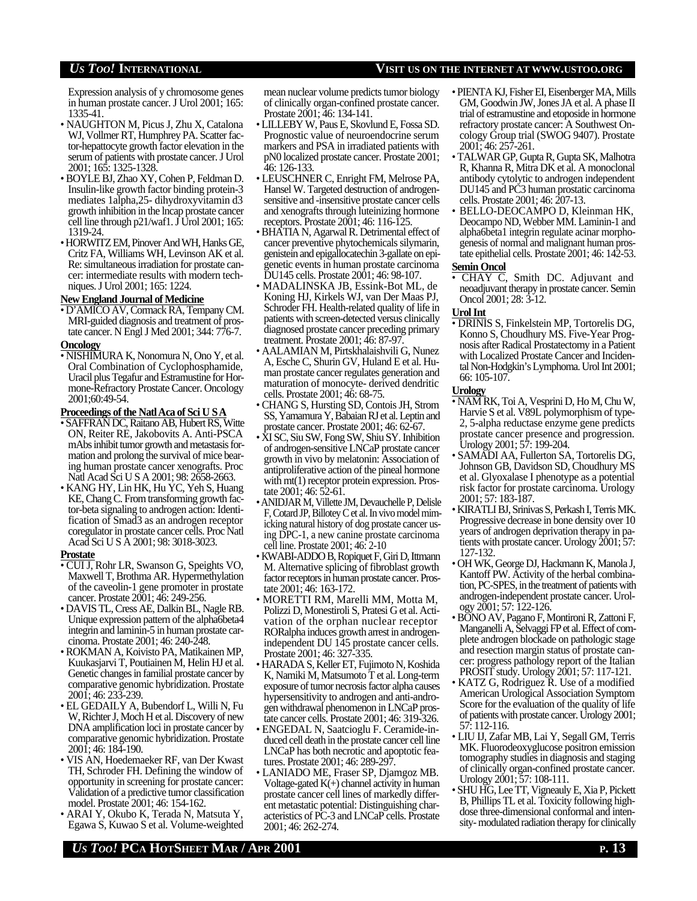Expression analysis of y chromosome genes in human prostate cancer. J Urol 2001; 165: 1335-41.

- NAUGHTON M, Picus J, Zhu X, Catalona WJ, Vollmer RT, Humphrey PA. Scatter factor-hepattocyte growth factor elevation in the serum of patients with prostate cancer. J Urol 2001; 165: 1325-1328.
- BOYLE BJ, Zhao XY, Cohen P, Feldman D. Insulin-like growth factor binding protein-3 mediates 1alpha,25- dihydroxyvitamin d3 growth inhibition in the lncap prostate cancer cell line through p21/waf1. J Urol 2001; 165: 1319-24.
- HORWITZ EM, Pinover And WH, Hanks GE, Critz FA, Williams WH, Levinson AK et al. Re: simultaneous irradiation for prostate cancer: intermediate results with modern techniques. J Urol 2001; 165: 1224.

**New England Journal of Medicine**

- D'AMICO AV, Cormack RA, Tempany CM. MRI-guided diagnosis and treatment of prostate cancer. N Engl J Med 2001; 344: 776-7.

**Oncology**

- NISHIMURA K, Nonomura N, Ono Y, et al. Oral Combination of Cyclophosphamide, Uracil plus Tegafur and Estramustine for Hormone-Refractory Prostate Cancer. Oncology 2001;60:49-54.

**Proceedings of the Natl Aca of Sci U S A**

- SAFFRAN DC, Raitano AB, Hubert RS, Witte ON, Reiter RE, Jakobovits A. Anti-PSCA mAbs inhibit tumor growth and metastasis formation and prolong the survival of mice bearing human prostate cancer xenografts. Proc Natl Acad Sci U S A 2001; 98: 2658-2663.
- KANG HY, Lin HK, Hu YC, Yeh S, Huang KE, Chang C. From transforming growth factor-beta signaling to androgen action: Identification of Smad3 as an androgen receptor coregulator in prostate cancer cells. Proc Natl Acad Sci U S A 2001; 98: 3018-3023.

**Prostate**

- CUI J, Rohr LR, Swanson G, Speights VO, Maxwell T, Brothma AR. Hypermethylation of the caveolin-1 gene promoter in prostate cancer. Prostate 2001; 46: 249-256.
- DAVIS TL, Cress AE, Dalkin BL, Nagle RB. Unique expression pattern of the alpha6beta4 integrin and laminin-5 in human prostate carcinoma. Prostate 2001; 46: 240-248.
- ROKMAN A, Koivisto PA, Matikainen MP, Kuukasjarvi T, Poutiainen M, Helin HJ et al. Genetic changes in familial prostate cancer by comparative genomic hybridization. Prostate 2001; 46: 233-239.
- EL GEDAILY A, Bubendorf L, Willi N, Fu W, Richter J, Moch H et al. Discovery of new DNA amplification loci in prostate cancer by comparative genomic hybridization. Prostate 2001; 46: 184-190.
- VIS AN, Hoedemaeker RF, Van Der Kwast TH, Schroder FH. Defining the window of opportunity in screening for prostate cancer: Validation of a predictive tumor classification model. Prostate 2001; 46: 154-162.
- ARAI Y, Okubo K, Terada N, Matsuta Y, Egawa S, Kuwao S et al. Volume-weighted mean nuclear volume predicts tumor biology of clinically organ-confined prostate cancer. Prostate 2001; 46: 134-141.
- LILLEBY W, Paus E, Skovlund E, Fossa SD. Prognostic value of neuroendocrine serum markers and PSA in irradiated patients with pN0 localized prostate cancer. Prostate 2001; 46: 126-133.
- LEUSCHNER C, Enright FM, Melrose PA, Hansel W. Targeted destruction of androgen-sensitive and -insensitive prostate cancer cells and xenografts through luteinizing hormone receptors. Prostate 2001; 46: 116-125.
- BHATIA N, Agarwal R. Detrimental effect of cancer preventive phytochemicals silymarin, genistein and epigallocatechin 3-gallate on epigenetic events in human prostate carcinoma DU145 cells. Prostate 2001; 46: 98-107.
- MADALINSKA JB, Essink-Bot ML, de Koning HJ, Kirkels WJ, van Der Maas PJ, Schroder FH. Health-related quality of life in patients with screen-detected versus clinically diagnosed prostate cancer preceding primary treatment. Prostate 2001; 46: 87-97.
- AALAMIAN M, Pirtskhalaishvili G, Nunez A, Esche C, Shurin GV, Huland E et al. Human prostate cancer regulates generation and maturation of monocyte- derived dendritic cells. Prostate 2001; 46: 68-75.
- CHANG S, Hursting SD, Contois JH, Strom SS, Yamamura Y, Babaian RJ et al. Leptin and prostate cancer. Prostate 2001; 46: 62-67.
- XI SC, Siu SW, Fong SW, Shiu SY. Inhibition of androgen-sensitive LNCaP prostate cancer growth in vivo by melatonin: Association of antiproliferative action of the pineal hormone with mt(1) receptor protein expression. Prostate 2001; 46: 52-61.
- ANIDJAR M, Villette JM, Devauchelle P, Delisle F, Cotard JP, Billotey C et al. In vivo model mimicking natural history of dog prostate cancer using DPC-1, a new canine prostate carcinoma cell line. Prostate 2001; 46: 2-10
- KWABI-ADDO B, Ropiquet F, Giri D, Ittmann M. Alternative splicing of fibroblast growth factor receptors in human prostate cancer. Prostate 2001; 46: 163-172.
- MORETTI RM, Marelli MM, Motta M, Polizzi D, Monestiroli S, Pratesi G et al. Activation of the orphan nuclear receptor RORalpha induces growth arrest in androgen-independent DU 145 prostate cancer cells. Prostate 2001; 46: 327-335.
- HARADA S, Keller ET, Fujimoto N, Koshida K, Namiki M, Matsumoto T et al. Long-term exposure of tumor necrosis factor alpha causes hypersensitivity to androgen and anti-androgen withdrawal phenomenon in LNCaP prostate cancer cells. Prostate 2001; 46: 319-326.
- ENGEDAL N, Saatcioglu F. Ceramide-induced cell death in the prostate cancer cell line LNCaP has both necrotic and apoptotic features. Prostate 2001; 46: 289-297.
- LANIADO ME, Fraser SP, Djamgoz MB. Voltage-gated K(+) channel activity in human prostate cancer cell lines of markedly different metastatic potential: Distinguishing characteristics of PC-3 and LNCaP cells. Prostate 2001; 46: 262-274.
- PIENTA KJ, Fisher EI, Eisenberger MA, Mills GM, Goodwin JW, Jones JA et al. A phase II trial of estramustine and etoposide in hormone refractory prostate cancer: A Southwest Oncology Group trial (SWOG 9407). Prostate 2001; 46: 257-261.
- TALWAR GP, Gupta R, Gupta SK, Malhotra R, Khanna R, Mitra DK et al. A monoclonal antibody cytolytic to androgen independent DU145 and PC3 human prostatic carcinoma cells. Prostate 2001; 46: 207-13.
- BELLO-DEOCAMPO D, Kleinman HK, Deocampo ND, Webber MM. Laminin-1 and alpha6beta1 integrin regulate acinar morphogenesis of normal and malignant human prostate epithelial cells. Prostate 2001; 46: 142-53.

**Semin Oncol**

- CHAY C, Smith DC. Adjuvant and neoadjuvant therapy in prostate cancer. Semin Oncol 2001; 28: 3-12.

**Urol Int**

- DRINIS S, Finkelstein MP, Tortorelis DG, Konno S, Choudhury MS. Five-Year Prognosis after Radical Prostatectomy in a Patient with Localized Prostate Cancer and Incidental Non-Hodgkin's Lymphoma. Urol Int 2001; 66: 105-107.

**Urology**

- NAM RK, Toi A, Vesprini D, Ho M, Chu W, Harvie S et al. V89L polymorphism of type-2, 5-alpha reductase enzyme gene predicts prostate cancer presence and progression. Urology 2001; 57: 199-204.
- SAMADI AA, Fullerton SA, Tortorelis DG, Johnson GB, Davidson SD, Choudhury MS et al. Glyoxalase I phenotype as a potential risk factor for prostate carcinoma. Urology 2001; 57: 183-187.
- KIRATLI BJ, Srinivas S, Perkash I, Terris MK. Progressive decrease in bone density over 10 years of androgen deprivation therapy in patients with prostate cancer. Urology 2001; 57: 127-132.
- OH WK, George DJ, Hackmann K, Manola J, Kantoff PW. Activity of the herbal combination, PC-SPES, in the treatment of patients with androgen-independent prostate cancer. Urology 2001; 57: 122-126.
- BONO AV, Pagano F, Montironi R, Zattoni F, Manganelli A, Selvaggi FP et al. Effect of complete androgen blockade on pathologic stage and resection margin status of prostate cancer: progress pathology report of the Italian PROSIT study. Urology 2001; 57: 117-121.
- KATZ G, Rodriguez R. Use of a modified American Urological Association Symptom Score for the evaluation of the quality of life of patients with prostate cancer. Urology 2001; 57: 112-116.
- LIU IJ, Zafar MB, Lai Y, Segall GM, Terris MK. Fluorodeoxyglucose positron emission tomography studies in diagnosis and staging of clinically organ-confined prostate cancer. Urology 2001; 57: 108-111.
- SHU HG, Lee TT, Vigneauly E, Xia P, Pickett B, Phillips TL et al. Toxicity following high-dose three-dimensional conformal and intensity- modulated radiation therapy for clinically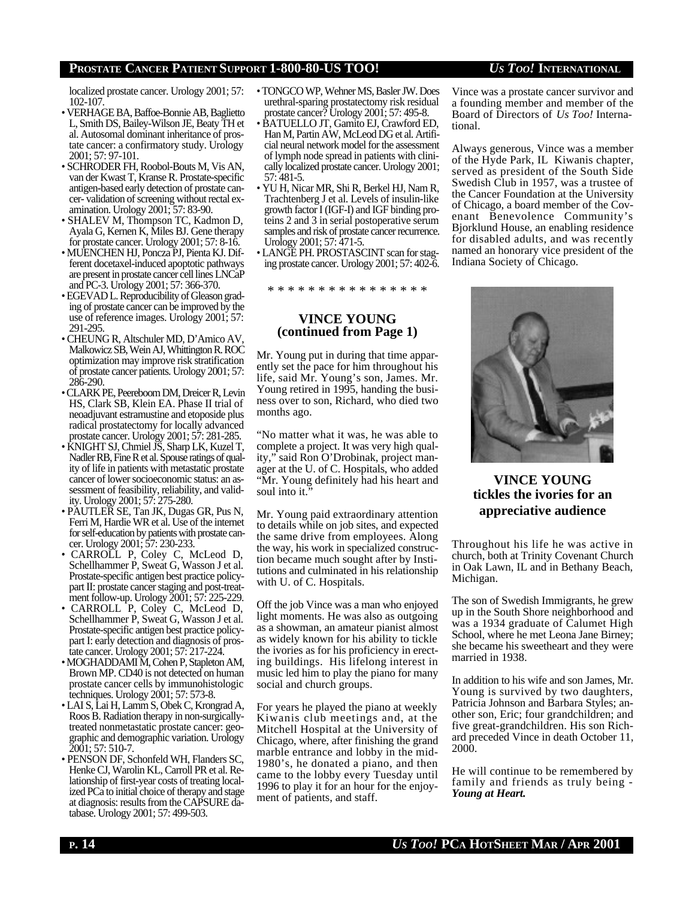localized prostate cancer. Urology 2001; 57: 102-107.

- VERHAGE BA, Baffoe-Bonnie AB, Baglietto L, Smith DS, Bailey-Wilson JE, Beaty TH et al. Autosomal dominant inheritance of prostate cancer: a confirmatory study. Urology 2001; 57: 97-101.
- SCHRODER FH, Roobol-Bouts M, Vis AN, van der Kwast T, Kranse R. Prostate-specific antigen-based early detection of prostate cancer- validation of screening without rectal examination. Urology 2001; 57: 83-90.
- SHALEV M, Thompson TC, Kadmon D, Ayala G, Kernen K, Miles BJ. Gene therapy for prostate cancer. Urology 2001; 57: 8-16.
- MUENCHEN HJ, Poncza PJ, Pienta KJ. Different docetaxel-induced apoptotic pathways are present in prostate cancer cell lines LNCaP and PC-3. Urology 2001; 57: 366-370.
- EGEVAD L. Reproducibility of Gleason grading of prostate cancer can be improved by the use of reference images. Urology 2001; 57: 291-295.
- CHEUNG R, Altschuler MD, D'Amico AV, Malkowicz SB, Wein AJ, Whittington R. ROC optimization may improve risk stratification of prostate cancer patients. Urology 2001; 57: 286-290.
- CLARK PE, Peereboom DM, Dreicer R, Levin HS, Clark SB, Klein EA. Phase II trial of neoadjuvant estramustine and etoposide plus radical prostatectomy for locally advanced prostate cancer. Urology 2001; 57: 281-285.
- KNIGHT SJ, Chmiel JS, Sharp LK, Kuzel T, Nadler RB, Fine R et al. Spouse ratings of quality of life in patients with metastatic prostate cancer of lower socioeconomic status: an assessment of feasibility, reliability, and validity. Urology 2001; 57: 275-280.
- PAUTLER SE, Tan JK, Dugas GR, Pus N, Ferri M, Hardie WR et al. Use of the internet for self-education by patients with prostate cancer. Urology 2001; 57: 230-233.
- CARROLL P, Coley C, McLeod D, Schellhammer P, Sweat G, Wasson J et al. Prostate-specific antigen best practice policy-part II: prostate cancer staging and post-treatment follow-up. Urology 2001; 57: 225-229.
- CARROLL P, Coley C, McLeod D, Schellhammer P, Sweat G, Wasson J et al. Prostate-specific antigen best practice policy-part I: early detection and diagnosis of prostate cancer. Urology 2001; 57: 217-224.
- MOGHADDAMI M, Cohen P, Stapleton AM, Brown MP. CD40 is not detected on human prostate cancer cells by immunohistologic techniques. Urology 2001; 57: 573-8.
- LAI S, Lai H, Lamm S, Obek C, Krongrad A, Roos B. Radiation therapy in non-surgically-treated nonmetastatic prostate cancer: geographic and demographic variation. Urology 2001; 57: 510-7.
- PENSON DF, Schonfeld WH, Flanders SC, Henke CJ, Warolin KL, Carroll PR et al. Relationship of first-year costs of treating localized PCa to initial choice of therapy and stage at diagnosis: results from the CAPSURE database. Urology 2001; 57: 499-503.
- TONGCO WP, Wehner MS, Basler JW. Does urethral-sparing prostatectomy risk residual prostate cancer? Urology 2001; 57: 495-8.
- BATUELLO JT, Gamito EJ, Crawford ED, Han M, Partin AW, McLeod DG et al. Artificial neural network model for the assessment of lymph node spread in patients with clinically localized prostate cancer. Urology 2001; 57: 481-5.
- YU H, Nicar MR, Shi R, Berkel HJ, Nam R, Trachtenberg J et al. Levels of insulin-like growth factor I (IGF-I) and IGF binding proteins 2 and 3 in serial postoperative serum samples and risk of prostate cancer recurrence. Urology 2001; 57: 471-5.
- LANGE PH. PROSTASCINT scan for staging prostate cancer. Urology 2001; 57: 402-6.

\* \* \* \* \* \* \* \* \* \* \* \* \* \* \* \*

## VINCE YOUNG (continued from Page 1)

Mr. Young put in during that time apparently set the pace for him throughout his life, said Mr. Young's son, James. Mr. Young retired in 1995, handing the business over to son, Richard, who died two months ago.

"No matter what it was, he was able to complete a project. It was very high quality," said Ron O'Drobinak, project manager at the U. of C. Hospitals, who added "Mr. Young definitely had his heart and soul into it."

Mr. Young paid extraordinary attention to details while on job sites, and expected the same drive from employees. Along the way, his work in specialized construction became much sought after by Institutions and culminated in his relationship with U. of C. Hospitals.

Off the job Vince was a man who enjoyed light moments. He was also as outgoing as a showman, an amateur pianist almost as widely known for his ability to tickle the ivories as for his proficiency in erecting buildings. His lifelong interest in music led him to play the piano for many social and church groups.

For years he played the piano at weekly Kiwanis club meetings and, at the Mitchell Hospital at the University of Chicago, where, after finishing the grand marble entrance and lobby in the mid-1980's, he donated a piano, and then came to the lobby every Tuesday until 1996 to play it for an hour for the enjoyment of patients, and staff.

Vince was a prostate cancer survivor and a founding member and member of the Board of Directors of *Us Too!* International.

Always generous, Vince was a member of the Hyde Park, IL Kiwanis chapter, served as president of the South Side Swedish Club in 1957, was a trustee of the Cancer Foundation at the University of Chicago, a board member of the Covenant Benevolence Community's Bjorklund House, an enabling residence for disabled adults, and was recently named an honorary vice president of the Indiana Society of Chicago.

**VINCE YOUNG tickles the ivories for an appreciative audience**

Throughout his life he was active in church, both at Trinity Covenant Church in Oak Lawn, IL and in Bethany Beach, Michigan.

The son of Swedish Immigrants, he grew up in the South Shore neighborhood and was a 1934 graduate of Calumet High School, where he met Leona Jane Birney; she became his sweetheart and they were married in 1938.

In addition to his wife and son James, Mr. Young is survived by two daughters, Patricia Johnson and Barbara Styles; another son, Eric; four grandchildren; and five great-grandchildren. His son Richard preceded Vince in death October 11, 2000.

He will continue to be remembered by family and friends as truly being - ***Young at Heart.***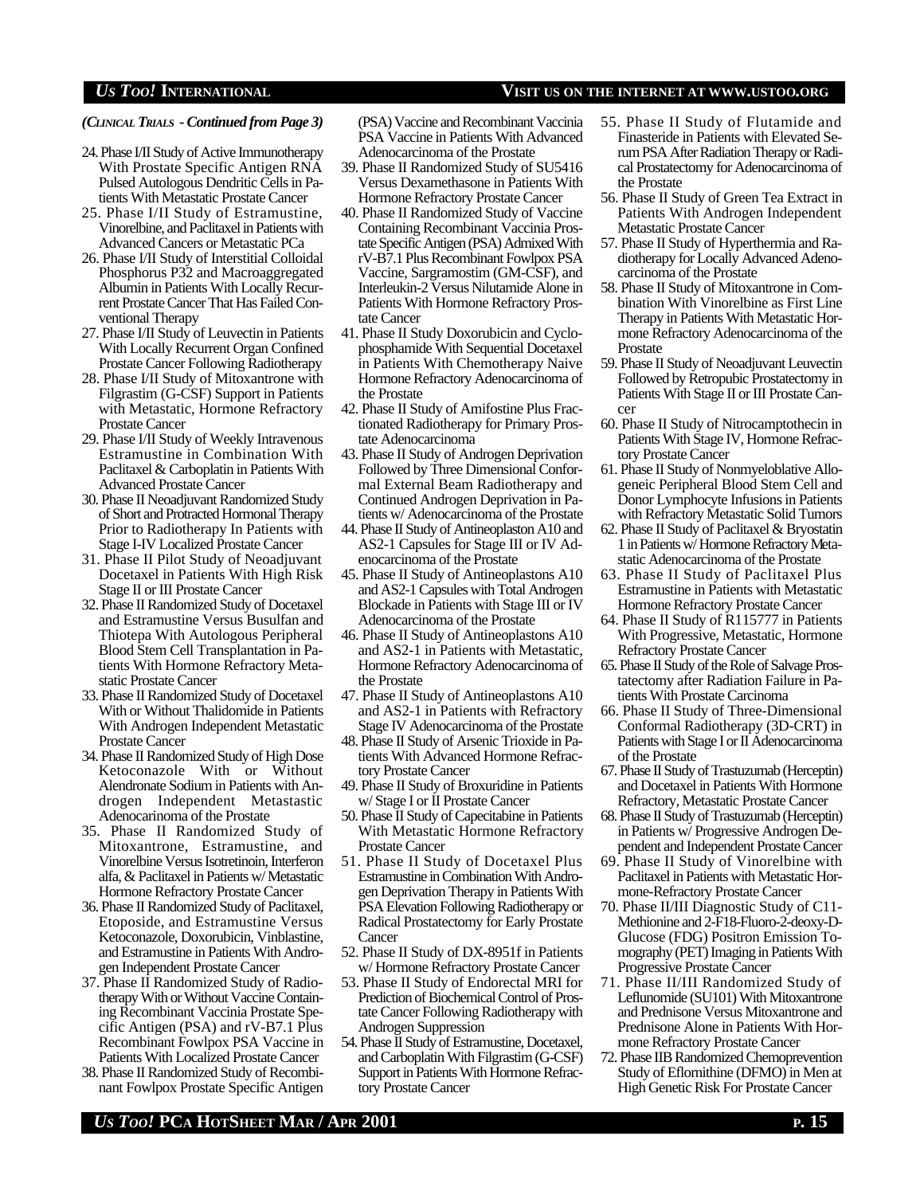*(CLINICAL TRIALS - Continued from Page 3)*

24. Phase I/II Study of Active Immunotherapy With Prostate Specific Antigen RNA Pulsed Autologous Dendritic Cells in Patients With Metastatic Prostate Cancer
25. Phase I/II Study of Estramustine, Vinorelbine, and Paclitaxel in Patients with Advanced Cancers or Metastatic PCa
26. Phase I/II Study of Interstitial Colloidal Phosphorus P32 and Macroaggregated Albumin in Patients With Locally Recurrent Prostate Cancer That Has Failed Conventional Therapy
27. Phase I/II Study of Leuvectin in Patients With Locally Recurrent Organ Confined Prostate Cancer Following Radiotherapy
28. Phase I/II Study of Mitoxantrone with Filgrastim (G-CSF) Support in Patients with Metastatic, Hormone Refractory Prostate Cancer
29. Phase I/II Study of Weekly Intravenous Estramustine in Combination With Paclitaxel & Carboplatin in Patients With Advanced Prostate Cancer
30. Phase II Neoadjuvant Randomized Study of Short and Protracted Hormonal Therapy Prior to Radiotherapy In Patients with Stage I-IV Localized Prostate Cancer
31. Phase II Pilot Study of Neoadjuvant Docetaxel in Patients With High Risk Stage II or III Prostate Cancer
32. Phase II Randomized Study of Docetaxel and Estramustine Versus Busulfan and Thiotepa With Autologous Peripheral Blood Stem Cell Transplantation in Patients With Hormone Refractory Metastatic Prostate Cancer
33. Phase II Randomized Study of Docetaxel With or Without Thalidomide in Patients With Androgen Independent Metastatic Prostate Cancer
34. Phase II Randomized Study of High Dose Ketoconazole With or Without Alendronate Sodium in Patients with Androgen Independent Metastatic Adenocarinoma of the Prostate
35. Phase II Randomized Study of Mitoxantrone, Estramustine, and Vinorelbine Versus Isotretinoin, Interferon alfa, & Paclitaxel in Patients w/ Metastatic Hormone Refractory Prostate Cancer
36. Phase II Randomized Study of Paclitaxel, Etoposide, and Estramustine Versus Ketoconazole, Doxorubicin, Vinblastine, and Estramustine in Patients With Androgen Independent Prostate Cancer
37. Phase II Randomized Study of Radiotherapy With or Without Vaccine Containing Recombinant Vaccinia Prostate Specific Antigen (PSA) and rV-B7.1 Plus Recombinant Fowlpox PSA Vaccine in Patients With Localized Prostate Cancer
38. Phase II Randomized Study of Recombinant Fowlpox Prostate Specific Antigen (PSA) Vaccine and Recombinant Vaccinia PSA Vaccine in Patients With Advanced Adenocarcinoma of the Prostate
39. Phase II Randomized Study of SU5416 Versus Dexamethasone in Patients With Hormone Refractory Prostate Cancer
40. Phase II Randomized Study of Vaccine Containing Recombinant Vaccinia Prostate Specific Antigen (PSA) Admixed With rV-B7.1 Plus Recombinant Fowlpox PSA Vaccine, Sargramostim (GM-CSF), and Interleukin-2 Versus Nilutamide Alone in Patients With Hormone Refractory Prostate Cancer
41. Phase II Study Doxorubicin and Cyclophosphamide With Sequential Docetaxel in Patients With Chemotherapy Naive Hormone Refractory Adenocarcinoma of the Prostate
42. Phase II Study of Amifostine Plus Fractionated Radiotherapy for Primary Prostate Adenocarcinoma
43. Phase II Study of Androgen Deprivation Followed by Three Dimensional Conformal External Beam Radiotherapy and Continued Androgen Deprivation in Patients w/ Adenocarcinoma of the Prostate
44. Phase II Study of Antineoplaston A10 and AS2-1 Capsules for Stage III or IV Adenocarcinoma of the Prostate
45. Phase II Study of Antineoplastons A10 and AS2-1 Capsules with Total Androgen Blockade in Patients with Stage III or IV Adenocarcinoma of the Prostate
46. Phase II Study of Antineoplastons A10 and AS2-1 in Patients with Metastatic, Hormone Refractory Adenocarcinoma of the Prostate
47. Phase II Study of Antineoplastons A10 and AS2-1 in Patients with Refractory Stage IV Adenocarcinoma of the Prostate
48. Phase II Study of Arsenic Trioxide in Patients With Advanced Hormone Refractory Prostate Cancer
49. Phase II Study of Broxuridine in Patients w/ Stage I or II Prostate Cancer
50. Phase II Study of Capecitabine in Patients With Metastatic Hormone Refractory Prostate Cancer
51. Phase II Study of Docetaxel Plus Estramustine in Combination With Androgen Deprivation Therapy in Patients With PSA Elevation Following Radiotherapy or Radical Prostatectomy for Early Prostate Cancer
52. Phase II Study of DX-8951f in Patients w/ Hormone Refractory Prostate Cancer
53. Phase II Study of Endorectal MRI for Prediction of Biochemical Control of Prostate Cancer Following Radiotherapy with Androgen Suppression
54. Phase II Study of Estramustine, Docetaxel, and Carboplatin With Filgrastim (G-CSF) Support in Patients With Hormone Refractory Prostate Cancer
55. Phase II Study of Flutamide and Finasteride in Patients with Elevated Serum PSA After Radiation Therapy or Radical Prostatectomy for Adenocarcinoma of the Prostate
56. Phase II Study of Green Tea Extract in Patients With Androgen Independent Metastatic Prostate Cancer
57. Phase II Study of Hyperthermia and Radiotherapy for Locally Advanced Adenocarcinoma of the Prostate
58. Phase II Study of Mitoxantrone in Combination With Vinorelbine as First Line Therapy in Patients With Metastatic Hormone Refractory Adenocarcinoma of the Prostate
59. Phase II Study of Neoadjuvant Leuvectin Followed by Retropubic Prostatectomy in Patients With Stage II or III Prostate Cancer
60. Phase II Study of Nitrocamptothecin in Patients With Stage IV, Hormone Refractory Prostate Cancer
61. Phase II Study of Nonmyeloblative Allogeneic Peripheral Blood Stem Cell and Donor Lymphocyte Infusions in Patients with Refractory Metastatic Solid Tumors
62. Phase II Study of Paclitaxel & Bryostatin 1 in Patients w/ Hormone Refractory Metastatic Adenocarcinoma of the Prostate
63. Phase II Study of Paclitaxel Plus Estramustine in Patients with Metastatic Hormone Refractory Prostate Cancer
64. Phase II Study of R115777 in Patients With Progressive, Metastatic, Hormone Refractory Prostate Cancer
65. Phase II Study of the Role of Salvage Prostatectomy after Radiation Failure in Patients With Prostate Carcinoma
66. Phase II Study of Three-Dimensional Conformal Radiotherapy (3D-CRT) in Patients with Stage I or II Adenocarcinoma of the Prostate
67. Phase II Study of Trastuzumab (Herceptin) and Docetaxel in Patients With Hormone Refractory, Metastatic Prostate Cancer
68. Phase II Study of Trastuzumab (Herceptin) in Patients w/ Progressive Androgen Dependent and Independent Prostate Cancer
69. Phase II Study of Vinorelbine with Paclitaxel in Patients with Metastatic Hormone-Refractory Prostate Cancer
70. Phase II/III Diagnostic Study of C11-Methionine and 2-F18-Fluoro-2-deoxy-D-Glucose (FDG) Positron Emission Tomography (PET) Imaging in Patients With Progressive Prostate Cancer
71. Phase II/III Randomized Study of Leflunomide (SU101) With Mitoxantrone and Prednisone Versus Mitoxantrone and Prednisone Alone in Patients With Hormone Refractory Prostate Cancer
72. Phase IIB Randomized Chemoprevention Study of Eflornithine (DFMO) in Men at High Genetic Risk For Prostate Cancer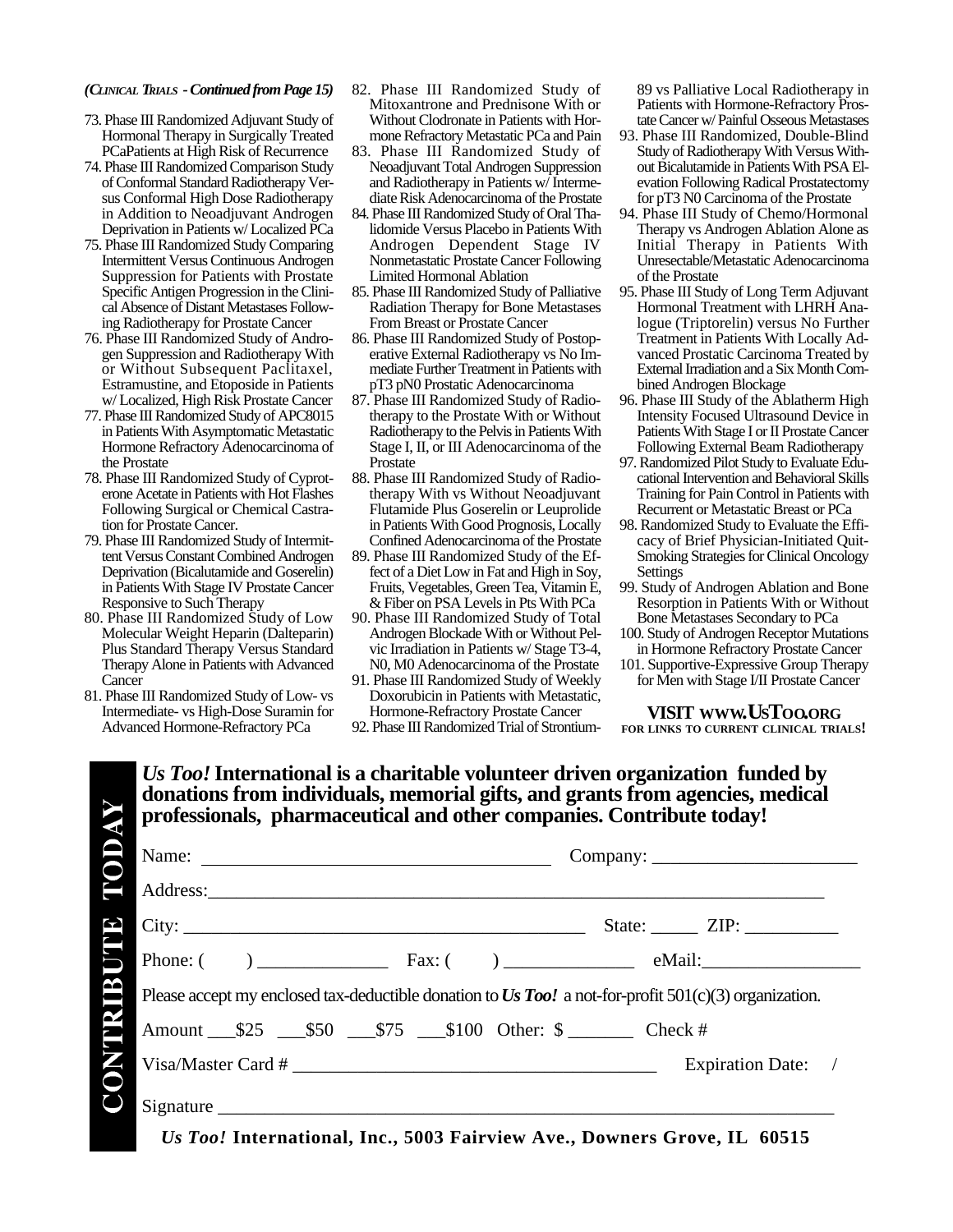*(Clinical Trials - Continued from Page 15)*

73. Phase III Randomized Adjuvant Study of Hormonal Therapy in Surgically Treated PCaPatients at High Risk of Recurrence
74. Phase III Randomized Comparison Study of Conformal Standard Radiotherapy Versus Conformal High Dose Radiotherapy in Addition to Neoadjuvant Androgen Deprivation in Patients w/ Localized PCa
75. Phase III Randomized Study Comparing Intermittent Versus Continuous Androgen Suppression for Patients with Prostate Specific Antigen Progression in the Clinical Absence of Distant Metastases Following Radiotherapy for Prostate Cancer
76. Phase III Randomized Study of Androgen Suppression and Radiotherapy With or Without Subsequent Paclitaxel, Estramustine, and Etoposide in Patients w/ Localized, High Risk Prostate Cancer
77. Phase III Randomized Study of APC8015 in Patients With Asymptomatic Metastatic Hormone Refractory Adenocarcinoma of the Prostate
78. Phase III Randomized Study of Cyproterone Acetate in Patients with Hot Flashes Following Surgical or Chemical Castration for Prostate Cancer.
79. Phase III Randomized Study of Intermittent Versus Constant Combined Androgen Deprivation (Bicalutamide and Goserelin) in Patients With Stage IV Prostate Cancer Responsive to Such Therapy
80. Phase III Randomized Study of Low Molecular Weight Heparin (Dalteparin) Plus Standard Therapy Versus Standard Therapy Alone in Patients with Advanced Cancer
81. Phase III Randomized Study of Low- vs Intermediate- vs High-Dose Suramin for Advanced Hormone-Refractory PCa
82. Phase III Randomized Study of Mitoxantrone and Prednisone With or Without Clodronate in Patients with Hormone Refractory Metastatic PCa and Pain
83. Phase III Randomized Study of Neoadjuvant Total Androgen Suppression and Radiotherapy in Patients w/ Intermediate Risk Adenocarcinoma of the Prostate
84. Phase III Randomized Study of Oral Thalidomide Versus Placebo in Patients With Androgen Dependent Stage IV Nonmetastatic Prostate Cancer Following Limited Hormonal Ablation
85. Phase III Randomized Study of Palliative Radiation Therapy for Bone Metastases From Breast or Prostate Cancer
86. Phase III Randomized Study of Postoperative External Radiotherapy vs No Immediate Further Treatment in Patients with pT3 pN0 Prostatic Adenocarcinoma
87. Phase III Randomized Study of Radiotherapy to the Prostate With or Without Radiotherapy to the Pelvis in Patients With Stage I, II, or III Adenocarcinoma of the Prostate
88. Phase III Randomized Study of Radiotherapy With vs Without Neoadjuvant Flutamide Plus Goserelin or Leuprolide in Patients With Good Prognosis, Locally Confined Adenocarcinoma of the Prostate
89. Phase III Randomized Study of the Effect of a Diet Low in Fat and High in Soy, Fruits, Vegetables, Green Tea, Vitamin E, & Fiber on PSA Levels in Pts With PCa
90. Phase III Randomized Study of Total Androgen Blockade With or Without Pelvic Irradiation in Patients w/ Stage T3-4, N0, M0 Adenocarcinoma of the Prostate
91. Phase III Randomized Study of Weekly Doxorubicin in Patients with Metastatic, Hormone-Refractory Prostate Cancer
92. Phase III Randomized Trial of Strontium-89 vs Palliative Local Radiotherapy in Patients with Hormone-Refractory Prostate Cancer w/ Painful Osseous Metastases
93. Phase III Randomized, Double-Blind Study of Radiotherapy With Versus Without Bicalutamide in Patients With PSA Elevation Following Radical Prostatectomy for pT3 N0 Carcinoma of the Prostate
94. Phase III Study of Chemo/Hormonal Therapy vs Androgen Ablation Alone as Initial Therapy in Patients With Unresectable/Metastatic Adenocarcinoma of the Prostate
95. Phase III Study of Long Term Adjuvant Hormonal Treatment with LHRH Analogue (Triptorelin) versus No Further Treatment in Patients With Locally Advanced Prostatic Carcinoma Treated by External Irradiation and a Six Month Combined Androgen Blockage
96. Phase III Study of the Ablatherm High Intensity Focused Ultrasound Device in Patients With Stage I or II Prostate Cancer Following External Beam Radiotherapy
97. Randomized Pilot Study to Evaluate Educational Intervention and Behavioral Skills Training for Pain Control in Patients with Recurrent or Metastatic Breast or PCa
98. Randomized Study to Evaluate the Efficacy of Brief Physician-Initiated Quit-Smoking Strategies for Clinical Oncology Settings
99. Study of Androgen Ablation and Bone Resorption in Patients With or Without Bone Metastases Secondary to PCa
100. Study of Androgen Receptor Mutations in Hormone Refractory Prostate Cancer
101. Supportive-Expressive Group Therapy for Men with Stage I/II Prostate Cancer

**VISIT WWW.USTOO.ORG**
**FOR LINKS TO CURRENT CLINICAL TRIALS!**

## CONTRIBUTE TODAY

***Us Too!* International is a charitable volunteer driven organization funded by donations from individuals, memorial gifts, and grants from agencies, medical professionals, pharmaceutical and other companies. Contribute today!**

Name: ____________________________________ Company: ______________________

Address: ________________________________________________________________

City: ____________________________________________ State: _____ ZIP: __________

Phone: ( ) ______________ Fax: ( ) ______________ eMail: _________________

Please accept my enclosed tax-deductible donation to ***Us Too!*** a not-for-profit 501(c)(3) organization.

Amount ___$25 ___$50 ___$75 ___$100 Other: $ _______ Check #

Visa/Master Card # ______________________________________ Expiration Date: /

Signature ________________________________________________________________

***Us Too!* International, Inc., 5003 Fairview Ave., Downers Grove, IL 60515**